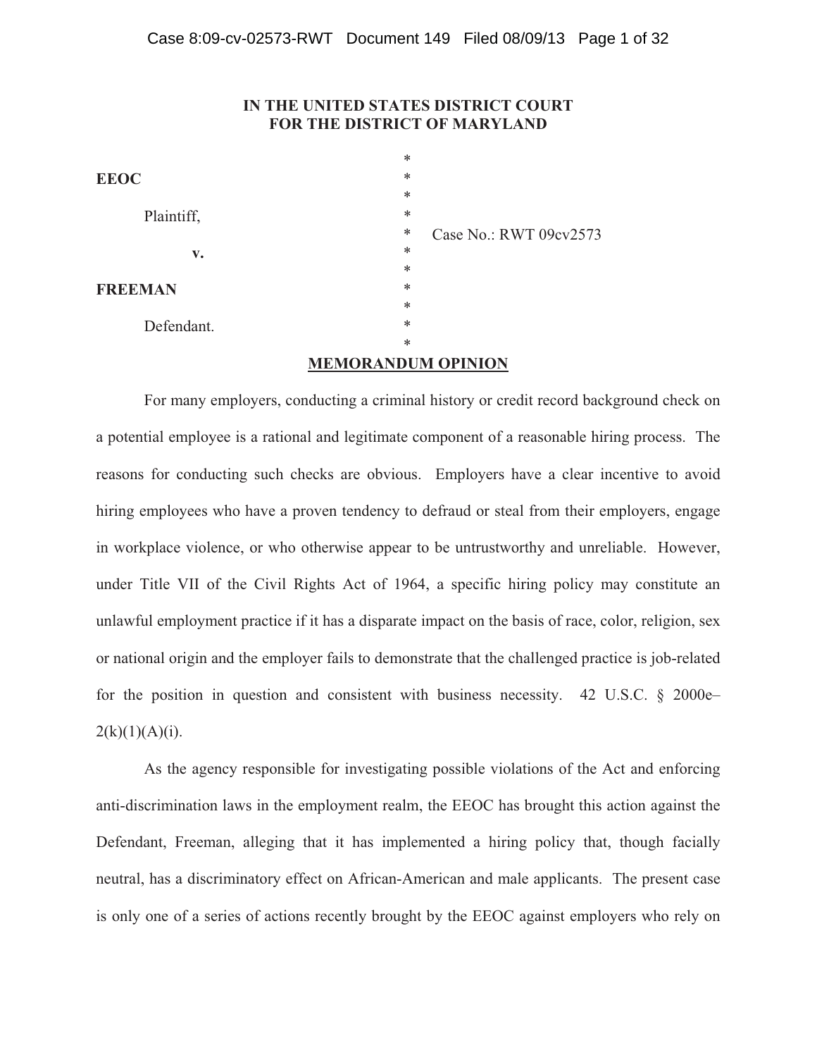# IN THE UNITED STATES DISTRICT COURT FOR THE DISTRICT OF MARYLAND

**EEOC**

Plaintiff,

**v.**

**FREEMAN**

Defendant.

Case No.: RWT 09cv2573

## MEMORANDUM OPINION

For many employers, conducting a criminal history or credit record background check on a potential employee is a rational and legitimate component of a reasonable hiring process. The reasons for conducting such checks are obvious. Employers have a clear incentive to avoid hiring employees who have a proven tendency to defraud or steal from their employers, engage in workplace violence, or who otherwise appear to be untrustworthy and unreliable. However, under Title VII of the Civil Rights Act of 1964, a specific hiring policy may constitute an unlawful employment practice if it has a disparate impact on the basis of race, color, religion, sex or national origin and the employer fails to demonstrate that the challenged practice is job-related for the position in question and consistent with business necessity. 42 U.S.C. § 2000e–2(k)(1)(A)(i).

As the agency responsible for investigating possible violations of the Act and enforcing anti-discrimination laws in the employment realm, the EEOC has brought this action against the Defendant, Freeman, alleging that it has implemented a hiring policy that, though facially neutral, has a discriminatory effect on African-American and male applicants. The present case is only one of a series of actions recently brought by the EEOC against employers who rely on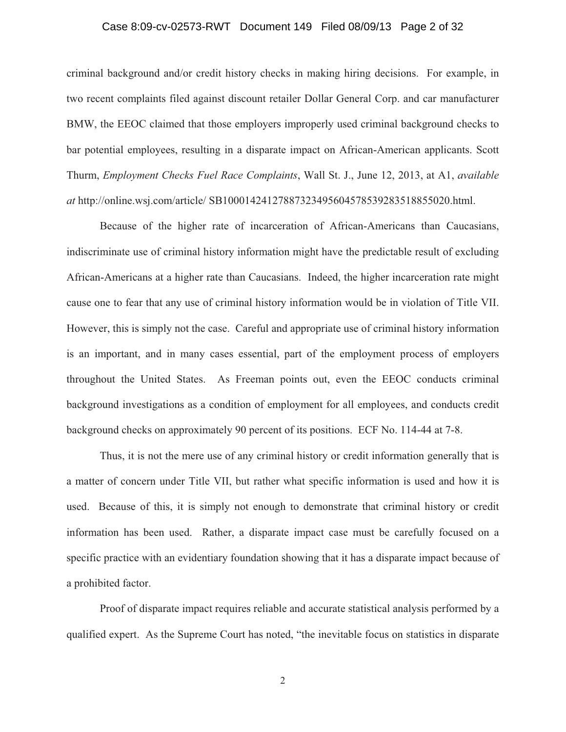criminal background and/or credit history checks in making hiring decisions. For example, in two recent complaints filed against discount retailer Dollar General Corp. and car manufacturer BMW, the EEOC claimed that those employers improperly used criminal background checks to bar potential employees, resulting in a disparate impact on African-American applicants. Scott Thurm, *Employment Checks Fuel Race Complaints*, Wall St. J., June 12, 2013, at A1, *available at* http://online.wsj.com/article/ SB10001424127887323495604578539283518855020.html.

Because of the higher rate of incarceration of African-Americans than Caucasians, indiscriminate use of criminal history information might have the predictable result of excluding African-Americans at a higher rate than Caucasians. Indeed, the higher incarceration rate might cause one to fear that any use of criminal history information would be in violation of Title VII. However, this is simply not the case. Careful and appropriate use of criminal history information is an important, and in many cases essential, part of the employment process of employers throughout the United States. As Freeman points out, even the EEOC conducts criminal background investigations as a condition of employment for all employees, and conducts credit background checks on approximately 90 percent of its positions. ECF No. 114-44 at 7-8.

Thus, it is not the mere use of any criminal history or credit information generally that is a matter of concern under Title VII, but rather what specific information is used and how it is used. Because of this, it is simply not enough to demonstrate that criminal history or credit information has been used. Rather, a disparate impact case must be carefully focused on a specific practice with an evidentiary foundation showing that it has a disparate impact because of a prohibited factor.

Proof of disparate impact requires reliable and accurate statistical analysis performed by a qualified expert. As the Supreme Court has noted, "the inevitable focus on statistics in disparate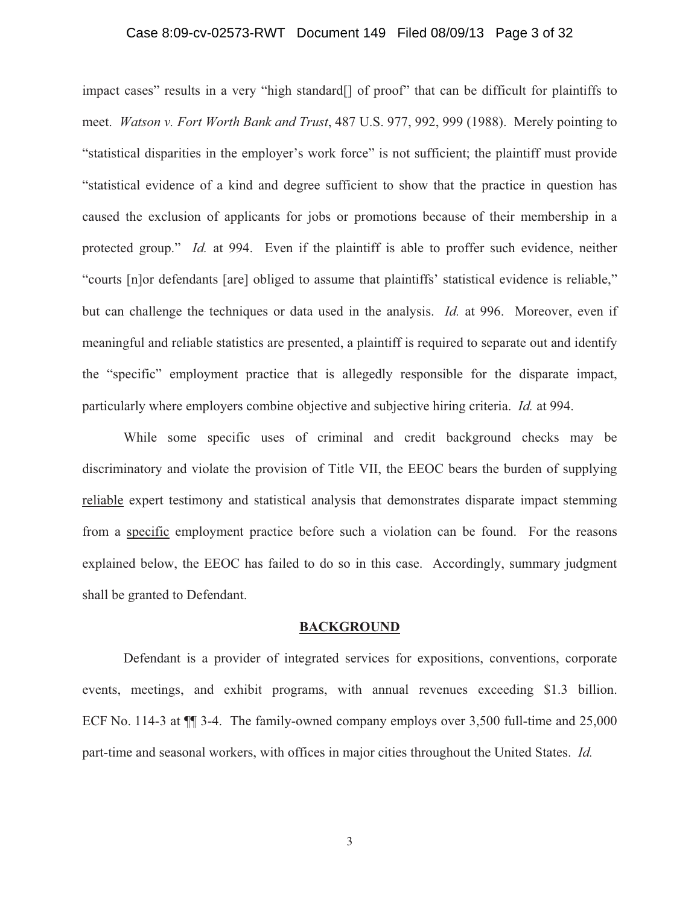impact cases" results in a very "high standard[] of proof" that can be difficult for plaintiffs to meet. *Watson v. Fort Worth Bank and Trust*, 487 U.S. 977, 992, 999 (1988). Merely pointing to "statistical disparities in the employer's work force" is not sufficient; the plaintiff must provide "statistical evidence of a kind and degree sufficient to show that the practice in question has caused the exclusion of applicants for jobs or promotions because of their membership in a protected group." *Id.* at 994. Even if the plaintiff is able to proffer such evidence, neither "courts [n]or defendants [are] obliged to assume that plaintiffs' statistical evidence is reliable," but can challenge the techniques or data used in the analysis. *Id.* at 996. Moreover, even if meaningful and reliable statistics are presented, a plaintiff is required to separate out and identify the "specific" employment practice that is allegedly responsible for the disparate impact, particularly where employers combine objective and subjective hiring criteria. *Id.* at 994.

While some specific uses of criminal and credit background checks may be discriminatory and violate the provision of Title VII, the EEOC bears the burden of supplying <u>reliable</u> expert testimony and statistical analysis that demonstrates disparate impact stemming from a <u>specific</u> employment practice before such a violation can be found. For the reasons explained below, the EEOC has failed to do so in this case. Accordingly, summary judgment shall be granted to Defendant.

## BACKGROUND

Defendant is a provider of integrated services for expositions, conventions, corporate events, meetings, and exhibit programs, with annual revenues exceeding $1.3 billion. ECF No. 114-3 at ¶¶ 3-4. The family-owned company employs over 3,500 full-time and 25,000 part-time and seasonal workers, with offices in major cities throughout the United States. *Id.*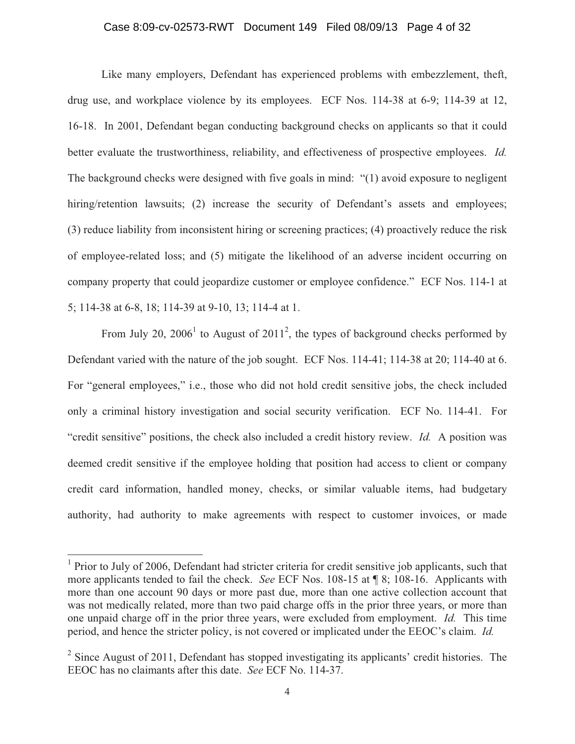Like many employers, Defendant has experienced problems with embezzlement, theft, drug use, and workplace violence by its employees. ECF Nos. 114-38 at 6-9; 114-39 at 12, 16-18. In 2001, Defendant began conducting background checks on applicants so that it could better evaluate the trustworthiness, reliability, and effectiveness of prospective employees. *Id.* The background checks were designed with five goals in mind: "(1) avoid exposure to negligent hiring/retention lawsuits; (2) increase the security of Defendant's assets and employees; (3) reduce liability from inconsistent hiring or screening practices; (4) proactively reduce the risk of employee-related loss; and (5) mitigate the likelihood of an adverse incident occurring on company property that could jeopardize customer or employee confidence." ECF Nos. 114-1 at 5; 114-38 at 6-8, 18; 114-39 at 9-10, 13; 114-4 at 1.

From July 20, 2006[1] to August of 2011[2], the types of background checks performed by Defendant varied with the nature of the job sought. ECF Nos. 114-41; 114-38 at 20; 114-40 at 6. For "general employees," i.e., those who did not hold credit sensitive jobs, the check included only a criminal history investigation and social security verification. ECF No. 114-41. For "credit sensitive" positions, the check also included a credit history review. *Id.* A position was deemed credit sensitive if the employee holding that position had access to client or company credit card information, handled money, checks, or similar valuable items, had budgetary authority, had authority to make agreements with respect to customer invoices, or made

---

[1] Prior to July of 2006, Defendant had stricter criteria for credit sensitive job applicants, such that more applicants tended to fail the check. *See* ECF Nos. 108-15 at ¶ 8; 108-16. Applicants with more than one account 90 days or more past due, more than one active collection account that was not medically related, more than two paid charge offs in the prior three years, or more than one unpaid charge off in the prior three years, were excluded from employment. *Id.* This time period, and hence the stricter policy, is not covered or implicated under the EEOC's claim. *Id.*

[2] Since August of 2011, Defendant has stopped investigating its applicants' credit histories. The EEOC has no claimants after this date. *See* ECF No. 114-37.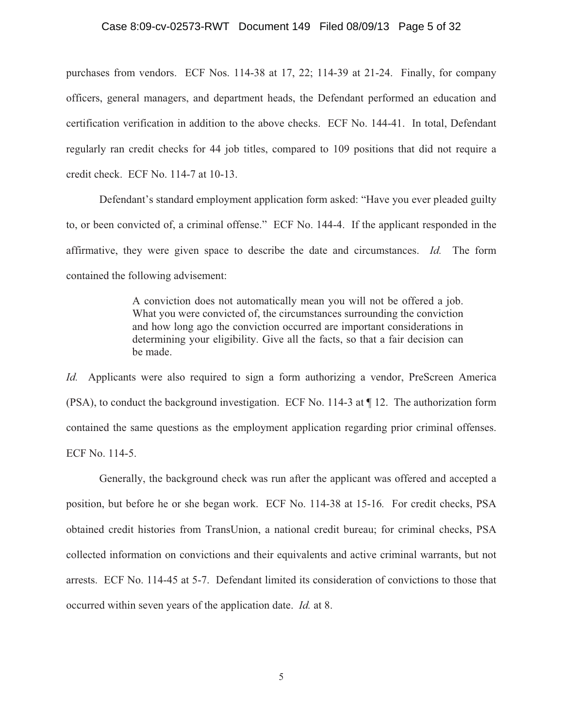purchases from vendors. ECF Nos. 114-38 at 17, 22; 114-39 at 21-24. Finally, for company officers, general managers, and department heads, the Defendant performed an education and certification verification in addition to the above checks. ECF No. 144-41. In total, Defendant regularly ran credit checks for 44 job titles, compared to 109 positions that did not require a credit check. ECF No. 114-7 at 10-13.

Defendant's standard employment application form asked: "Have you ever pleaded guilty to, or been convicted of, a criminal offense." ECF No. 144-4. If the applicant responded in the affirmative, they were given space to describe the date and circumstances. *Id.* The form contained the following advisement:

> A conviction does not automatically mean you will not be offered a job. What you were convicted of, the circumstances surrounding the conviction and how long ago the conviction occurred are important considerations in determining your eligibility. Give all the facts, so that a fair decision can be made.

*Id.* Applicants were also required to sign a form authorizing a vendor, PreScreen America (PSA), to conduct the background investigation. ECF No. 114-3 at ¶ 12. The authorization form contained the same questions as the employment application regarding prior criminal offenses. ECF No. 114-5.

Generally, the background check was run after the applicant was offered and accepted a position, but before he or she began work. ECF No. 114-38 at 15-16. For credit checks, PSA obtained credit histories from TransUnion, a national credit bureau; for criminal checks, PSA collected information on convictions and their equivalents and active criminal warrants, but not arrests. ECF No. 114-45 at 5-7. Defendant limited its consideration of convictions to those that occurred within seven years of the application date. *Id.* at 8.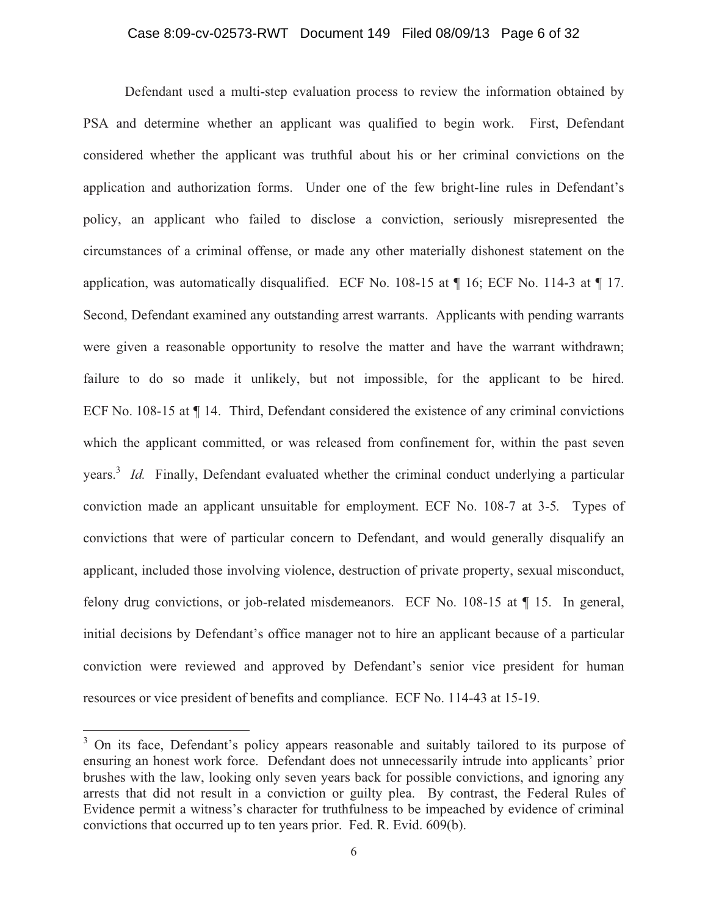Defendant used a multi-step evaluation process to review the information obtained by PSA and determine whether an applicant was qualified to begin work. First, Defendant considered whether the applicant was truthful about his or her criminal convictions on the application and authorization forms. Under one of the few bright-line rules in Defendant's policy, an applicant who failed to disclose a conviction, seriously misrepresented the circumstances of a criminal offense, or made any other materially dishonest statement on the application, was automatically disqualified. ECF No. 108-15 at ¶ 16; ECF No. 114-3 at ¶ 17. Second, Defendant examined any outstanding arrest warrants. Applicants with pending warrants were given a reasonable opportunity to resolve the matter and have the warrant withdrawn; failure to do so made it unlikely, but not impossible, for the applicant to be hired. ECF No. 108-15 at ¶ 14. Third, Defendant considered the existence of any criminal convictions which the applicant committed, or was released from confinement for, within the past seven years.[3] *Id.* Finally, Defendant evaluated whether the criminal conduct underlying a particular conviction made an applicant unsuitable for employment. ECF No. 108-7 at 3-5. Types of convictions that were of particular concern to Defendant, and would generally disqualify an applicant, included those involving violence, destruction of private property, sexual misconduct, felony drug convictions, or job-related misdemeanors. ECF No. 108-15 at ¶ 15. In general, initial decisions by Defendant's office manager not to hire an applicant because of a particular conviction were reviewed and approved by Defendant's senior vice president for human resources or vice president of benefits and compliance. ECF No. 114-43 at 15-19.

---

[3] On its face, Defendant's policy appears reasonable and suitably tailored to its purpose of ensuring an honest work force. Defendant does not unnecessarily intrude into applicants' prior brushes with the law, looking only seven years back for possible convictions, and ignoring any arrests that did not result in a conviction or guilty plea. By contrast, the Federal Rules of Evidence permit a witness's character for truthfulness to be impeached by evidence of criminal convictions that occurred up to ten years prior. Fed. R. Evid. 609(b).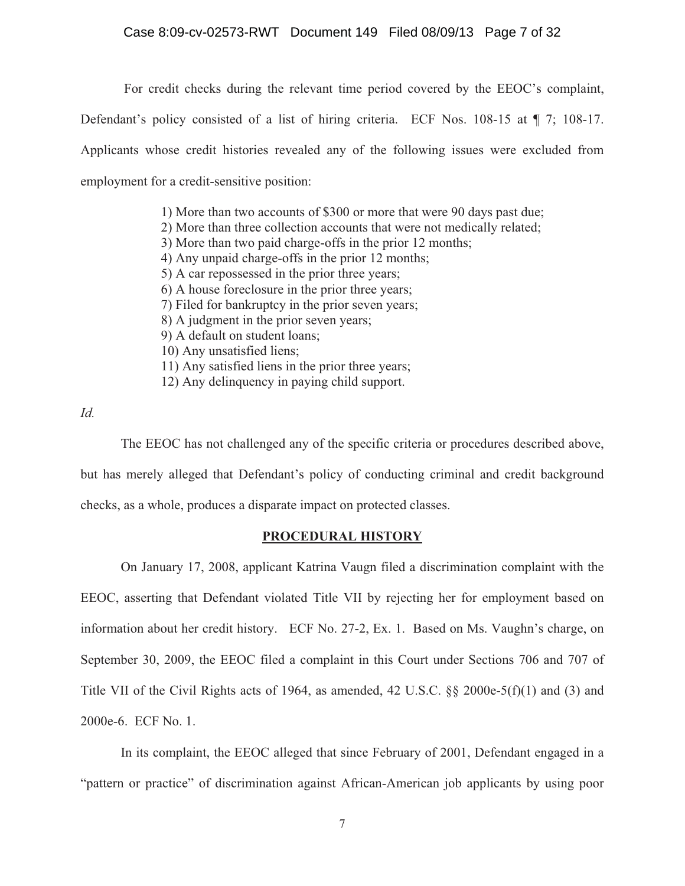For credit checks during the relevant time period covered by the EEOC's complaint, Defendant's policy consisted of a list of hiring criteria. ECF Nos. 108-15 at ¶ 7; 108-17. Applicants whose credit histories revealed any of the following issues were excluded from employment for a credit-sensitive position:

1) More than two accounts of $300 or more that were 90 days past due;
2) More than three collection accounts that were not medically related;
3) More than two paid charge-offs in the prior 12 months;
4) Any unpaid charge-offs in the prior 12 months;
5) A car repossessed in the prior three years;
6) A house foreclosure in the prior three years;
7) Filed for bankruptcy in the prior seven years;
8) A judgment in the prior seven years;
9) A default on student loans;
10) Any unsatisfied liens;
11) Any satisfied liens in the prior three years;
12) Any delinquency in paying child support.

*Id.*

The EEOC has not challenged any of the specific criteria or procedures described above, but has merely alleged that Defendant's policy of conducting criminal and credit background checks, as a whole, produces a disparate impact on protected classes.

## PROCEDURAL HISTORY

On January 17, 2008, applicant Katrina Vaugn filed a discrimination complaint with the EEOC, asserting that Defendant violated Title VII by rejecting her for employment based on information about her credit history. ECF No. 27-2, Ex. 1. Based on Ms. Vaughn's charge, on September 30, 2009, the EEOC filed a complaint in this Court under Sections 706 and 707 of Title VII of the Civil Rights acts of 1964, as amended, 42 U.S.C. §§ 2000e-5(f)(1) and (3) and 2000e-6. ECF No. 1.

In its complaint, the EEOC alleged that since February of 2001, Defendant engaged in a "pattern or practice" of discrimination against African-American job applicants by using poor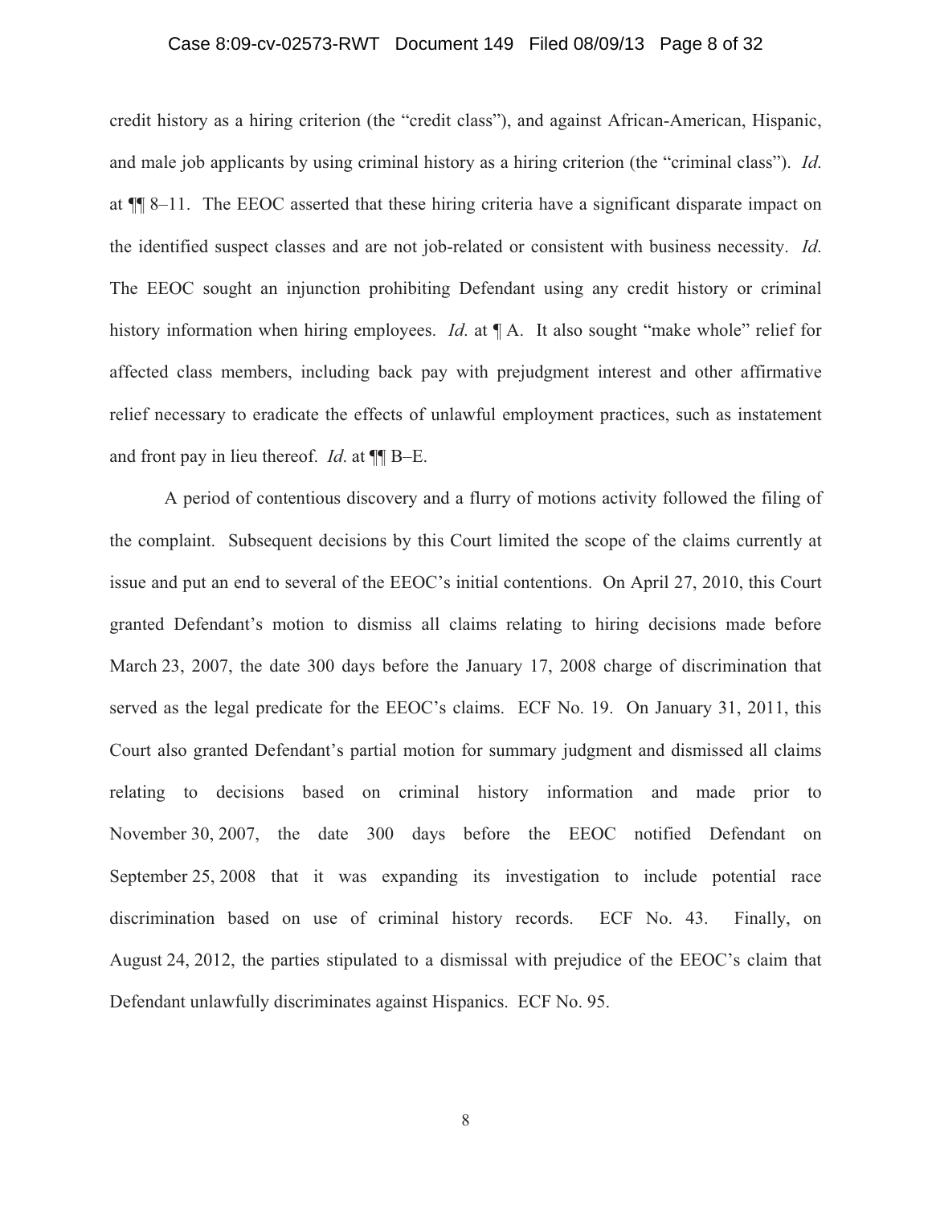credit history as a hiring criterion (the "credit class"), and against African-American, Hispanic, and male job applicants by using criminal history as a hiring criterion (the "criminal class"). *Id.* at ¶¶ 8–11. The EEOC asserted that these hiring criteria have a significant disparate impact on the identified suspect classes and are not job-related or consistent with business necessity. *Id*. The EEOC sought an injunction prohibiting Defendant using any credit history or criminal history information when hiring employees. *Id*. at ¶ A. It also sought "make whole" relief for affected class members, including back pay with prejudgment interest and other affirmative relief necessary to eradicate the effects of unlawful employment practices, such as instatement and front pay in lieu thereof. *Id*. at ¶¶ B–E.

A period of contentious discovery and a flurry of motions activity followed the filing of the complaint. Subsequent decisions by this Court limited the scope of the claims currently at issue and put an end to several of the EEOC's initial contentions. On April 27, 2010, this Court granted Defendant's motion to dismiss all claims relating to hiring decisions made before March 23, 2007, the date 300 days before the January 17, 2008 charge of discrimination that served as the legal predicate for the EEOC's claims. ECF No. 19. On January 31, 2011, this Court also granted Defendant's partial motion for summary judgment and dismissed all claims relating to decisions based on criminal history information and made prior to November 30, 2007, the date 300 days before the EEOC notified Defendant on September 25, 2008 that it was expanding its investigation to include potential race discrimination based on use of criminal history records. ECF No. 43. Finally, on August 24, 2012, the parties stipulated to a dismissal with prejudice of the EEOC's claim that Defendant unlawfully discriminates against Hispanics. ECF No. 95.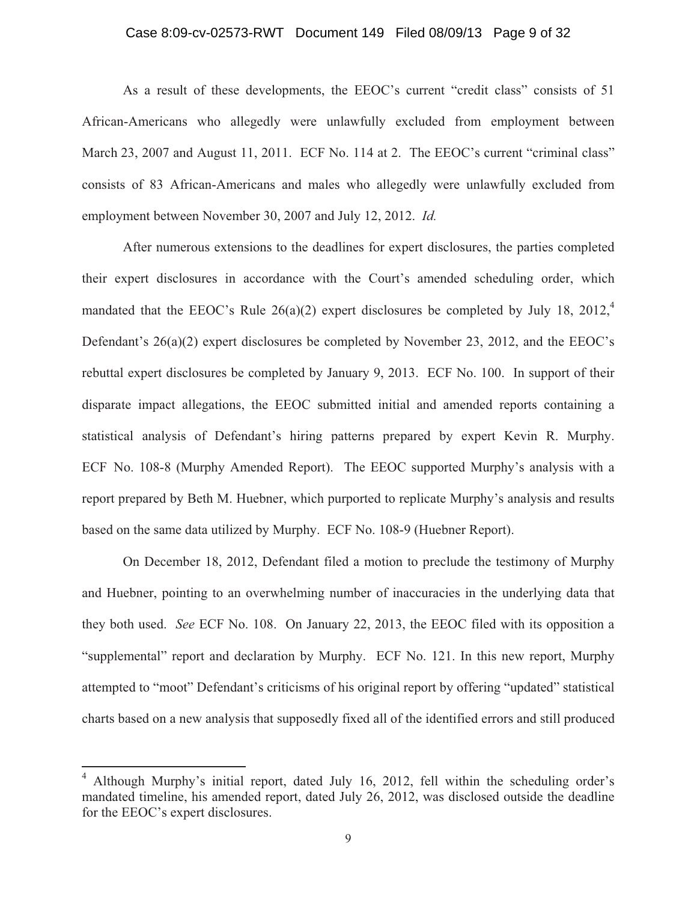As a result of these developments, the EEOC's current "credit class" consists of 51 African-Americans who allegedly were unlawfully excluded from employment between March 23, 2007 and August 11, 2011. ECF No. 114 at 2. The EEOC's current "criminal class" consists of 83 African-Americans and males who allegedly were unlawfully excluded from employment between November 30, 2007 and July 12, 2012. *Id.*

After numerous extensions to the deadlines for expert disclosures, the parties completed their expert disclosures in accordance with the Court's amended scheduling order, which mandated that the EEOC's Rule 26(a)(2) expert disclosures be completed by July 18, 2012,[4] Defendant's 26(a)(2) expert disclosures be completed by November 23, 2012, and the EEOC's rebuttal expert disclosures be completed by January 9, 2013. ECF No. 100. In support of their disparate impact allegations, the EEOC submitted initial and amended reports containing a statistical analysis of Defendant's hiring patterns prepared by expert Kevin R. Murphy. ECF No. 108-8 (Murphy Amended Report). The EEOC supported Murphy's analysis with a report prepared by Beth M. Huebner, which purported to replicate Murphy's analysis and results based on the same data utilized by Murphy. ECF No. 108-9 (Huebner Report).

On December 18, 2012, Defendant filed a motion to preclude the testimony of Murphy and Huebner, pointing to an overwhelming number of inaccuracies in the underlying data that they both used. *See* ECF No. 108. On January 22, 2013, the EEOC filed with its opposition a "supplemental" report and declaration by Murphy. ECF No. 121. In this new report, Murphy attempted to "moot" Defendant's criticisms of his original report by offering "updated" statistical charts based on a new analysis that supposedly fixed all of the identified errors and still produced

---

[4] Although Murphy's initial report, dated July 16, 2012, fell within the scheduling order's mandated timeline, his amended report, dated July 26, 2012, was disclosed outside the deadline for the EEOC's expert disclosures.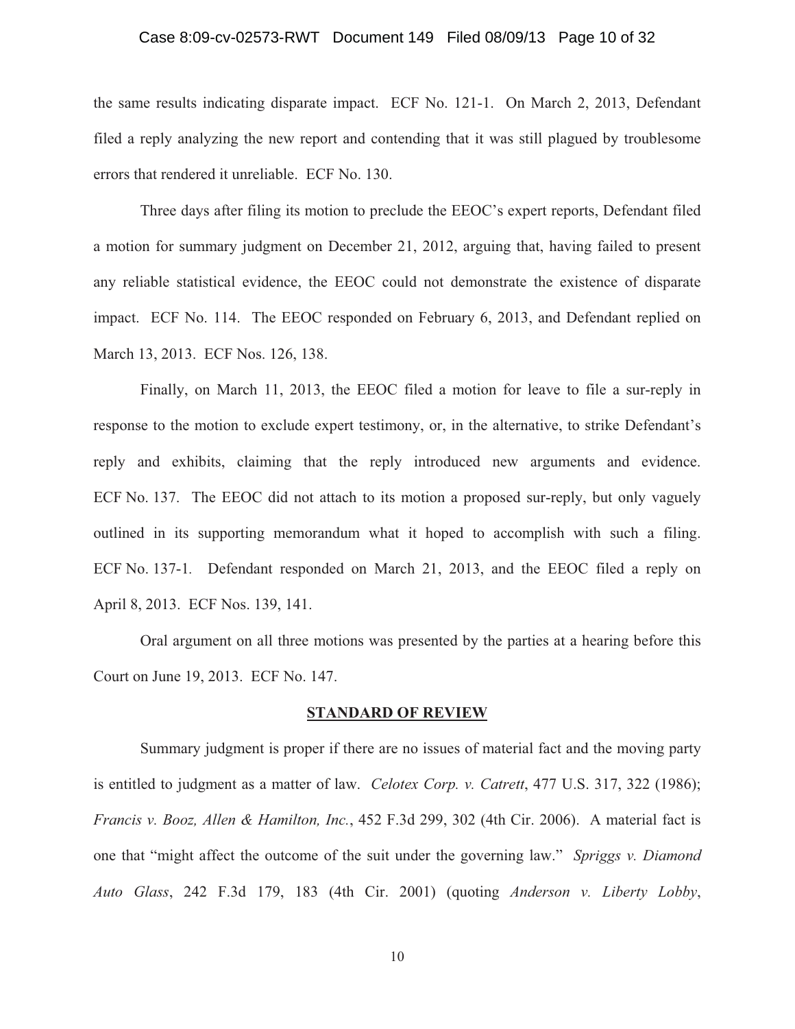the same results indicating disparate impact. ECF No. 121-1. On March 2, 2013, Defendant filed a reply analyzing the new report and contending that it was still plagued by troublesome errors that rendered it unreliable. ECF No. 130.

Three days after filing its motion to preclude the EEOC's expert reports, Defendant filed a motion for summary judgment on December 21, 2012, arguing that, having failed to present any reliable statistical evidence, the EEOC could not demonstrate the existence of disparate impact. ECF No. 114. The EEOC responded on February 6, 2013, and Defendant replied on March 13, 2013. ECF Nos. 126, 138.

Finally, on March 11, 2013, the EEOC filed a motion for leave to file a sur-reply in response to the motion to exclude expert testimony, or, in the alternative, to strike Defendant's reply and exhibits, claiming that the reply introduced new arguments and evidence. ECF No. 137. The EEOC did not attach to its motion a proposed sur-reply, but only vaguely outlined in its supporting memorandum what it hoped to accomplish with such a filing. ECF No. 137-1. Defendant responded on March 21, 2013, and the EEOC filed a reply on April 8, 2013. ECF Nos. 139, 141.

Oral argument on all three motions was presented by the parties at a hearing before this Court on June 19, 2013. ECF No. 147.

## **STANDARD OF REVIEW**

Summary judgment is proper if there are no issues of material fact and the moving party is entitled to judgment as a matter of law. *Celotex Corp. v. Catrett*, 477 U.S. 317, 322 (1986); *Francis v. Booz, Allen & Hamilton, Inc.*, 452 F.3d 299, 302 (4th Cir. 2006). A material fact is one that "might affect the outcome of the suit under the governing law." *Spriggs v. Diamond Auto Glass*, 242 F.3d 179, 183 (4th Cir. 2001) (quoting *Anderson v. Liberty Lobby*,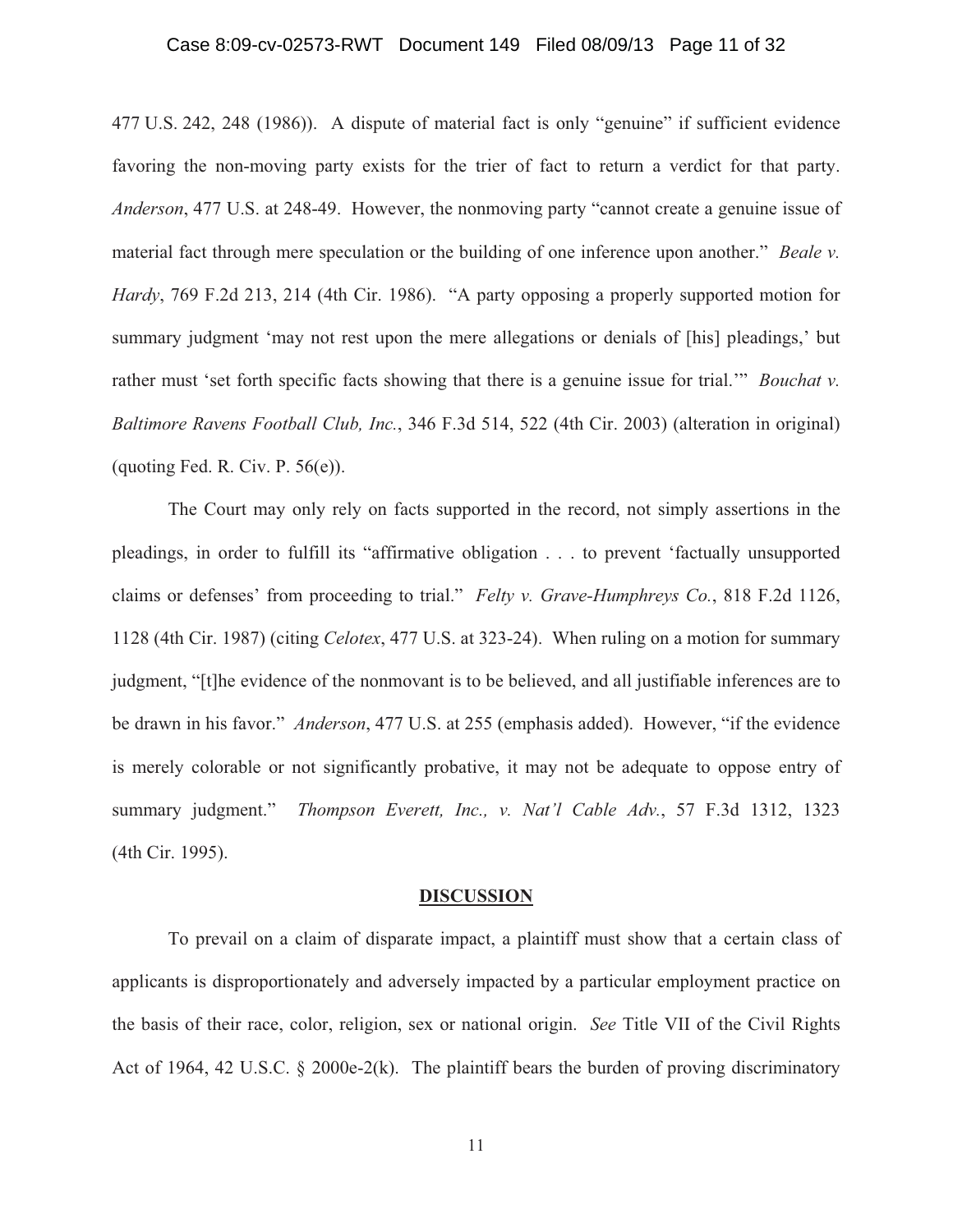477 U.S. 242, 248 (1986)). A dispute of material fact is only "genuine" if sufficient evidence favoring the non-moving party exists for the trier of fact to return a verdict for that party. *Anderson*, 477 U.S. at 248-49. However, the nonmoving party "cannot create a genuine issue of material fact through mere speculation or the building of one inference upon another." *Beale v. Hardy*, 769 F.2d 213, 214 (4th Cir. 1986). "A party opposing a properly supported motion for summary judgment 'may not rest upon the mere allegations or denials of [his] pleadings,' but rather must 'set forth specific facts showing that there is a genuine issue for trial.'" *Bouchat v. Baltimore Ravens Football Club, Inc.*, 346 F.3d 514, 522 (4th Cir. 2003) (alteration in original) (quoting Fed. R. Civ. P. 56(e)).

The Court may only rely on facts supported in the record, not simply assertions in the pleadings, in order to fulfill its "affirmative obligation . . . to prevent 'factually unsupported claims or defenses' from proceeding to trial." *Felty v. Grave-Humphreys Co.*, 818 F.2d 1126, 1128 (4th Cir. 1987) (citing *Celotex*, 477 U.S. at 323-24). When ruling on a motion for summary judgment, "[t]he evidence of the nonmovant is to be believed, and all justifiable inferences are to be drawn in his favor." *Anderson*, 477 U.S. at 255 (emphasis added). However, "if the evidence is merely colorable or not significantly probative, it may not be adequate to oppose entry of summary judgment." *Thompson Everett, Inc., v. Nat'l Cable Adv.*, 57 F.3d 1312, 1323 (4th Cir. 1995).

## DISCUSSION

To prevail on a claim of disparate impact, a plaintiff must show that a certain class of applicants is disproportionately and adversely impacted by a particular employment practice on the basis of their race, color, religion, sex or national origin. *See* Title VII of the Civil Rights Act of 1964, 42 U.S.C. § 2000e-2(k). The plaintiff bears the burden of proving discriminatory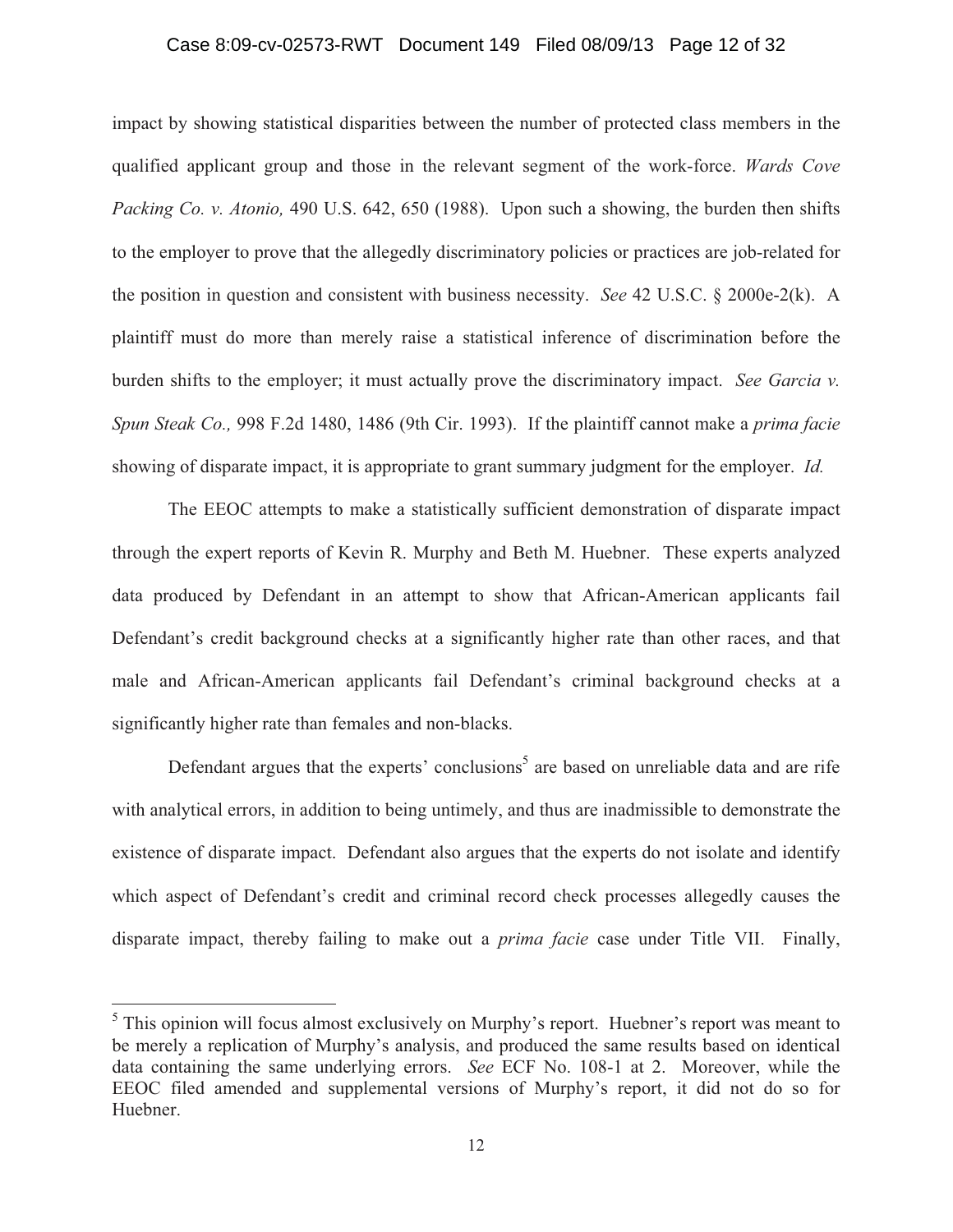impact by showing statistical disparities between the number of protected class members in the qualified applicant group and those in the relevant segment of the work-force. *Wards Cove Packing Co. v. Atonio,* 490 U.S. 642, 650 (1988). Upon such a showing, the burden then shifts to the employer to prove that the allegedly discriminatory policies or practices are job-related for the position in question and consistent with business necessity. *See* 42 U.S.C. § 2000e-2(k). A plaintiff must do more than merely raise a statistical inference of discrimination before the burden shifts to the employer; it must actually prove the discriminatory impact. *See Garcia v. Spun Steak Co.,* 998 F.2d 1480, 1486 (9th Cir. 1993). If the plaintiff cannot make a *prima facie* showing of disparate impact, it is appropriate to grant summary judgment for the employer. *Id.*

The EEOC attempts to make a statistically sufficient demonstration of disparate impact through the expert reports of Kevin R. Murphy and Beth M. Huebner. These experts analyzed data produced by Defendant in an attempt to show that African-American applicants fail Defendant's credit background checks at a significantly higher rate than other races, and that male and African-American applicants fail Defendant's criminal background checks at a significantly higher rate than females and non-blacks.

Defendant argues that the experts' conclusions[5] are based on unreliable data and are rife with analytical errors, in addition to being untimely, and thus are inadmissible to demonstrate the existence of disparate impact. Defendant also argues that the experts do not isolate and identify which aspect of Defendant's credit and criminal record check processes allegedly causes the disparate impact, thereby failing to make out a *prima facie* case under Title VII. Finally,

[5] This opinion will focus almost exclusively on Murphy's report. Huebner's report was meant to be merely a replication of Murphy's analysis, and produced the same results based on identical data containing the same underlying errors. *See* ECF No. 108-1 at 2. Moreover, while the EEOC filed amended and supplemental versions of Murphy's report, it did not do so for Huebner.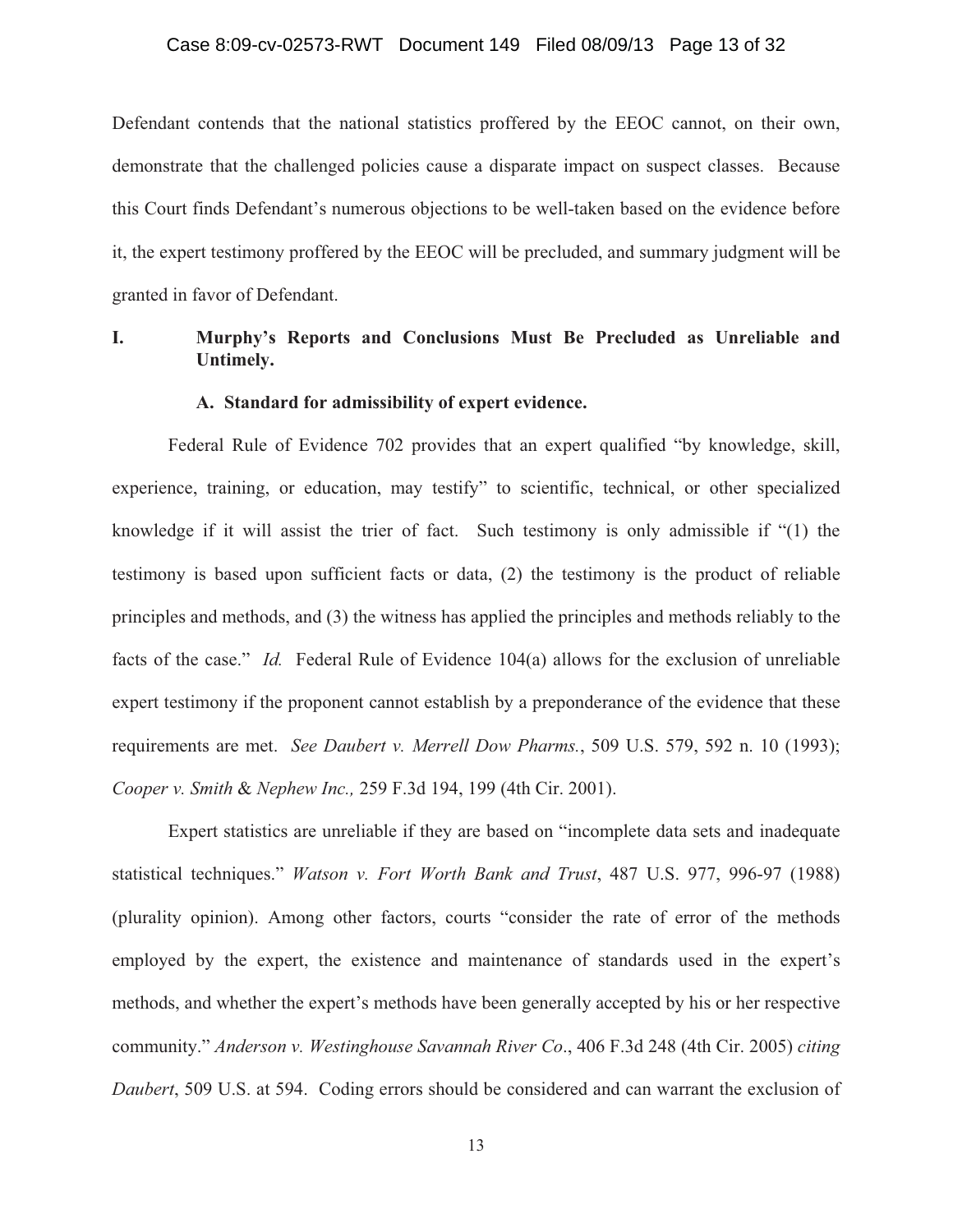Defendant contends that the national statistics proffered by the EEOC cannot, on their own, demonstrate that the challenged policies cause a disparate impact on suspect classes. Because this Court finds Defendant's numerous objections to be well-taken based on the evidence before it, the expert testimony proffered by the EEOC will be precluded, and summary judgment will be granted in favor of Defendant.

## I. Murphy's Reports and Conclusions Must Be Precluded as Unreliable and Untimely.

### A. Standard for admissibility of expert evidence.

Federal Rule of Evidence 702 provides that an expert qualified "by knowledge, skill, experience, training, or education, may testify" to scientific, technical, or other specialized knowledge if it will assist the trier of fact. Such testimony is only admissible if "(1) the testimony is based upon sufficient facts or data, (2) the testimony is the product of reliable principles and methods, and (3) the witness has applied the principles and methods reliably to the facts of the case." *Id.* Federal Rule of Evidence 104(a) allows for the exclusion of unreliable expert testimony if the proponent cannot establish by a preponderance of the evidence that these requirements are met. *See Daubert v. Merrell Dow Pharms.*, 509 U.S. 579, 592 n. 10 (1993); *Cooper v. Smith* & *Nephew Inc.,* 259 F.3d 194, 199 (4th Cir. 2001).

Expert statistics are unreliable if they are based on "incomplete data sets and inadequate statistical techniques." *Watson v. Fort Worth Bank and Trust*, 487 U.S. 977, 996-97 (1988) (plurality opinion). Among other factors, courts "consider the rate of error of the methods employed by the expert, the existence and maintenance of standards used in the expert's methods, and whether the expert's methods have been generally accepted by his or her respective community." *Anderson v. Westinghouse Savannah River Co*., 406 F.3d 248 (4th Cir. 2005) *citing Daubert*, 509 U.S. at 594. Coding errors should be considered and can warrant the exclusion of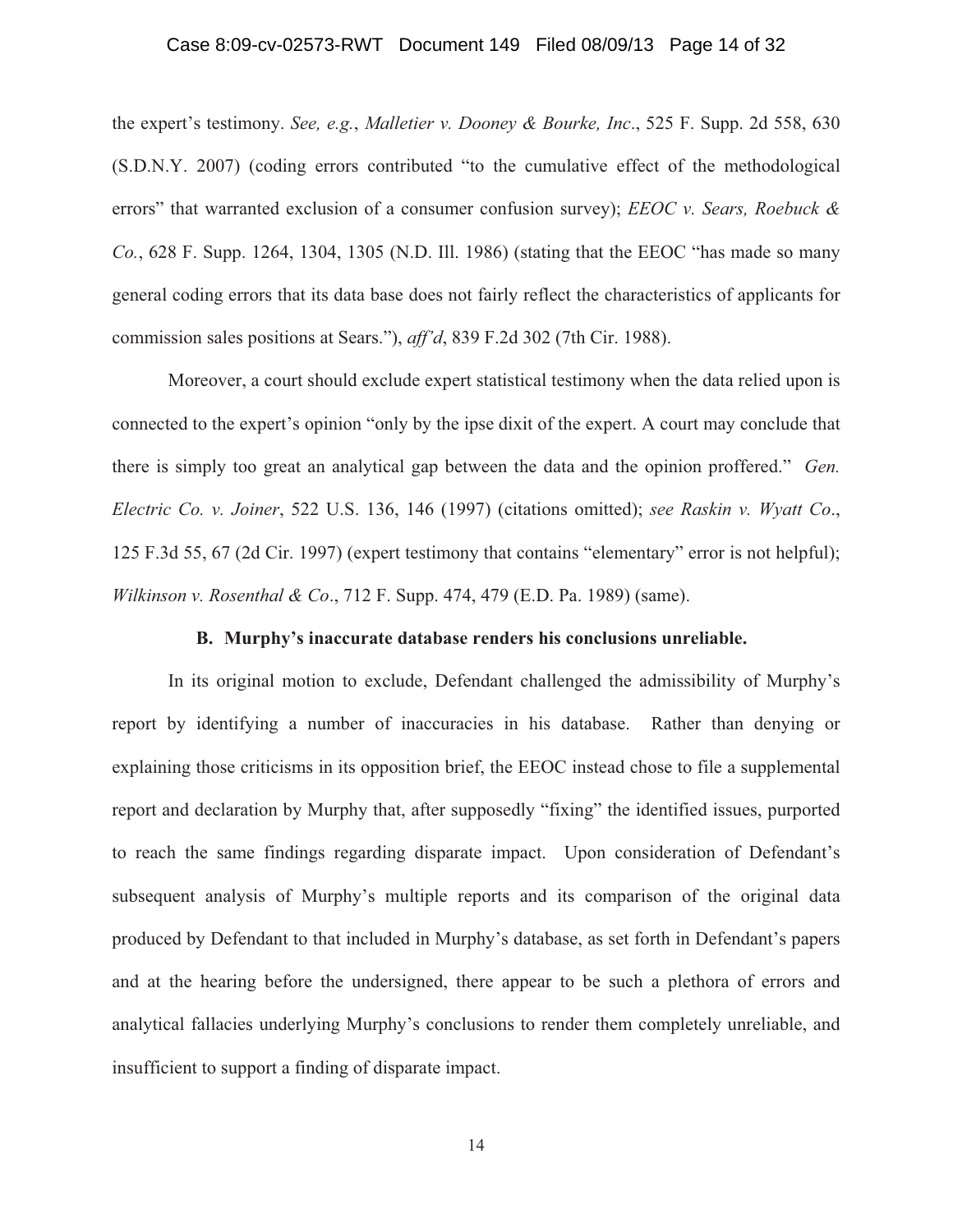the expert's testimony. *See, e.g.*, *Malletier v. Dooney & Bourke, Inc*., 525 F. Supp. 2d 558, 630 (S.D.N.Y. 2007) (coding errors contributed "to the cumulative effect of the methodological errors" that warranted exclusion of a consumer confusion survey); *EEOC v. Sears, Roebuck & Co.*, 628 F. Supp. 1264, 1304, 1305 (N.D. Ill. 1986) (stating that the EEOC "has made so many general coding errors that its data base does not fairly reflect the characteristics of applicants for commission sales positions at Sears."), *aff'd*, 839 F.2d 302 (7th Cir. 1988).

Moreover, a court should exclude expert statistical testimony when the data relied upon is connected to the expert's opinion "only by the ipse dixit of the expert. A court may conclude that there is simply too great an analytical gap between the data and the opinion proffered." *Gen. Electric Co. v. Joiner*, 522 U.S. 136, 146 (1997) (citations omitted); *see Raskin v. Wyatt Co*., 125 F.3d 55, 67 (2d Cir. 1997) (expert testimony that contains "elementary" error is not helpful); *Wilkinson v. Rosenthal & Co*., 712 F. Supp. 474, 479 (E.D. Pa. 1989) (same).

**B. Murphy's inaccurate database renders his conclusions unreliable.**

In its original motion to exclude, Defendant challenged the admissibility of Murphy's report by identifying a number of inaccuracies in his database. Rather than denying or explaining those criticisms in its opposition brief, the EEOC instead chose to file a supplemental report and declaration by Murphy that, after supposedly "fixing" the identified issues, purported to reach the same findings regarding disparate impact. Upon consideration of Defendant's subsequent analysis of Murphy's multiple reports and its comparison of the original data produced by Defendant to that included in Murphy's database, as set forth in Defendant's papers and at the hearing before the undersigned, there appear to be such a plethora of errors and analytical fallacies underlying Murphy's conclusions to render them completely unreliable, and insufficient to support a finding of disparate impact.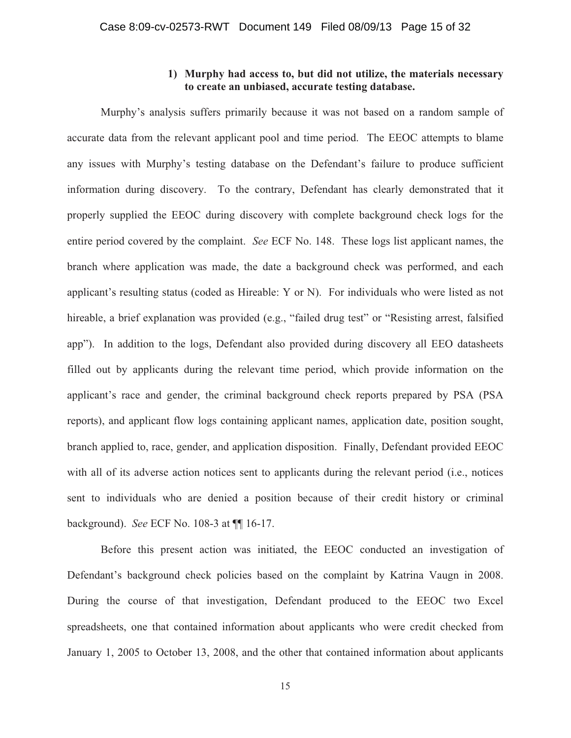### 1) Murphy had access to, but did not utilize, the materials necessary to create an unbiased, accurate testing database.

Murphy's analysis suffers primarily because it was not based on a random sample of accurate data from the relevant applicant pool and time period. The EEOC attempts to blame any issues with Murphy's testing database on the Defendant's failure to produce sufficient information during discovery. To the contrary, Defendant has clearly demonstrated that it properly supplied the EEOC during discovery with complete background check logs for the entire period covered by the complaint. *See* ECF No. 148. These logs list applicant names, the branch where application was made, the date a background check was performed, and each applicant's resulting status (coded as Hireable: Y or N). For individuals who were listed as not hireable, a brief explanation was provided (e.g., "failed drug test" or "Resisting arrest, falsified app"). In addition to the logs, Defendant also provided during discovery all EEO datasheets filled out by applicants during the relevant time period, which provide information on the applicant's race and gender, the criminal background check reports prepared by PSA (PSA reports), and applicant flow logs containing applicant names, application date, position sought, branch applied to, race, gender, and application disposition. Finally, Defendant provided EEOC with all of its adverse action notices sent to applicants during the relevant period (i.e., notices sent to individuals who are denied a position because of their credit history or criminal background). *See* ECF No. 108-3 at ¶¶ 16-17.

Before this present action was initiated, the EEOC conducted an investigation of Defendant's background check policies based on the complaint by Katrina Vaugn in 2008. During the course of that investigation, Defendant produced to the EEOC two Excel spreadsheets, one that contained information about applicants who were credit checked from January 1, 2005 to October 13, 2008, and the other that contained information about applicants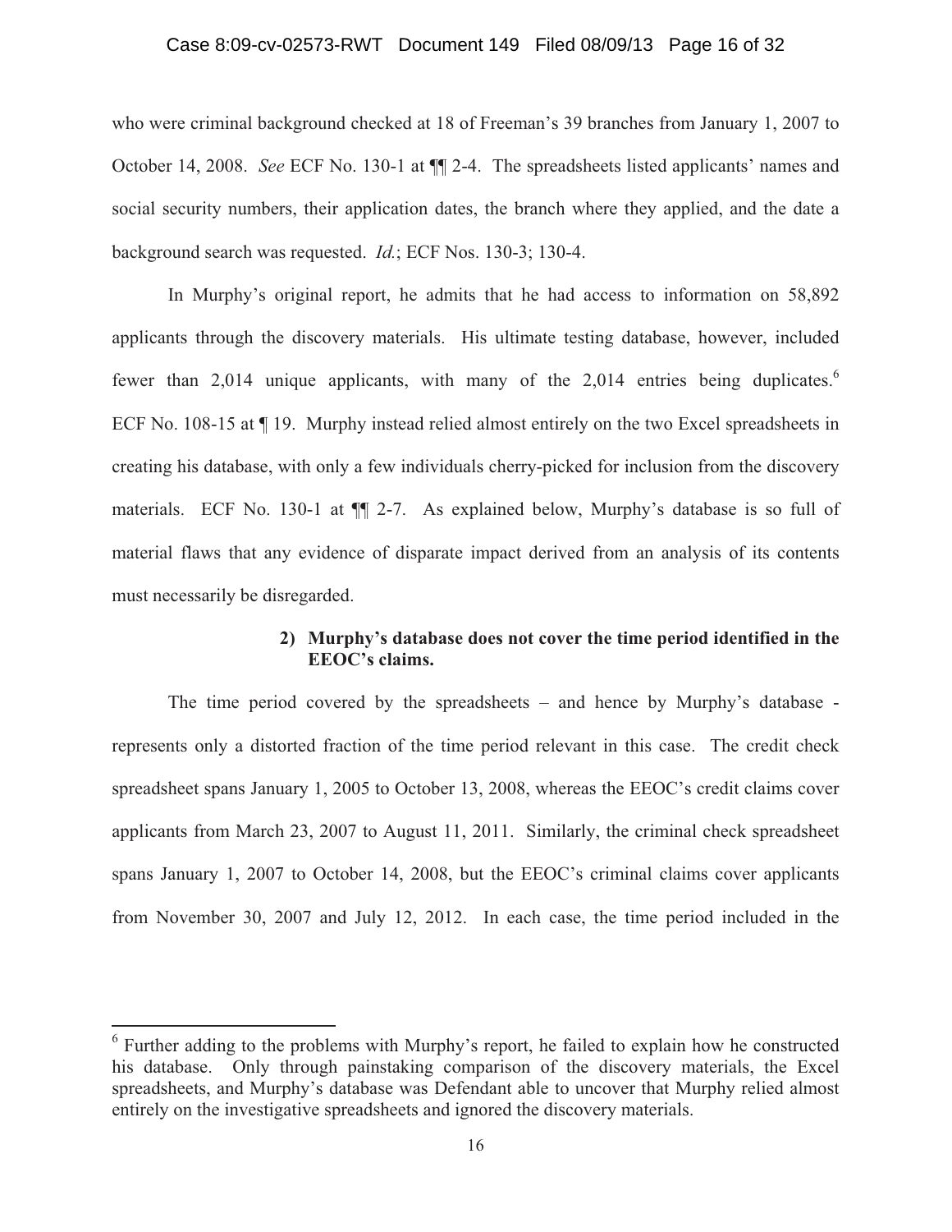who were criminal background checked at 18 of Freeman's 39 branches from January 1, 2007 to October 14, 2008. *See* ECF No. 130-1 at ¶¶ 2-4. The spreadsheets listed applicants' names and social security numbers, their application dates, the branch where they applied, and the date a background search was requested. *Id.*; ECF Nos. 130-3; 130-4.

In Murphy's original report, he admits that he had access to information on 58,892 applicants through the discovery materials. His ultimate testing database, however, included fewer than 2,014 unique applicants, with many of the 2,014 entries being duplicates.[6] ECF No. 108-15 at ¶ 19. Murphy instead relied almost entirely on the two Excel spreadsheets in creating his database, with only a few individuals cherry-picked for inclusion from the discovery materials. ECF No. 130-1 at ¶¶ 2-7. As explained below, Murphy's database is so full of material flaws that any evidence of disparate impact derived from an analysis of its contents must necessarily be disregarded.

**2) Murphy's database does not cover the time period identified in the EEOC's claims.**

The time period covered by the spreadsheets – and hence by Murphy's database - represents only a distorted fraction of the time period relevant in this case. The credit check spreadsheet spans January 1, 2005 to October 13, 2008, whereas the EEOC's credit claims cover applicants from March 23, 2007 to August 11, 2011. Similarly, the criminal check spreadsheet spans January 1, 2007 to October 14, 2008, but the EEOC's criminal claims cover applicants from November 30, 2007 and July 12, 2012. In each case, the time period included in the

---

[6] Further adding to the problems with Murphy's report, he failed to explain how he constructed his database. Only through painstaking comparison of the discovery materials, the Excel spreadsheets, and Murphy's database was Defendant able to uncover that Murphy relied almost entirely on the investigative spreadsheets and ignored the discovery materials.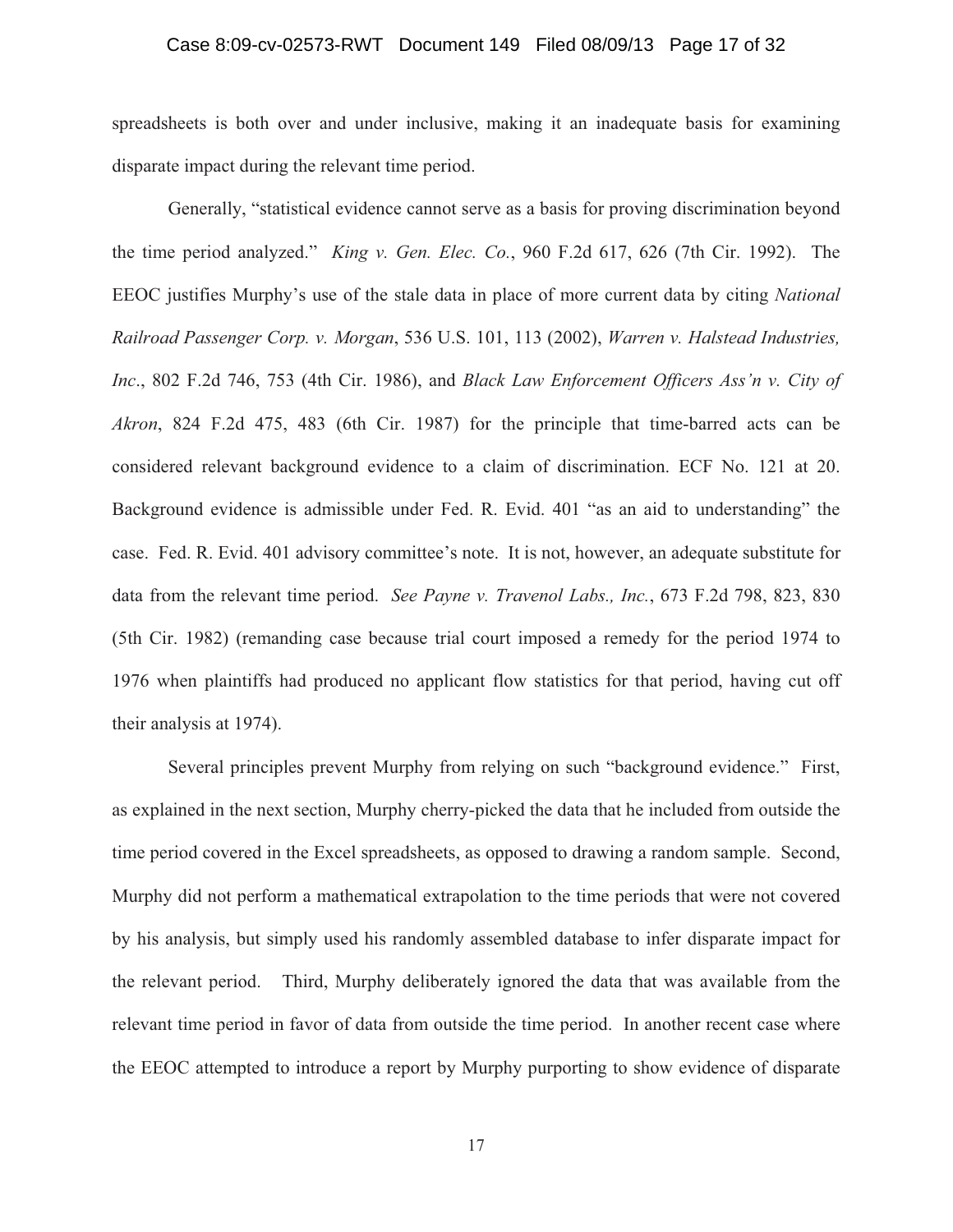spreadsheets is both over and under inclusive, making it an inadequate basis for examining disparate impact during the relevant time period.

Generally, "statistical evidence cannot serve as a basis for proving discrimination beyond the time period analyzed." *King v. Gen. Elec. Co.*, 960 F.2d 617, 626 (7th Cir. 1992). The EEOC justifies Murphy's use of the stale data in place of more current data by citing *National Railroad Passenger Corp. v. Morgan*, 536 U.S. 101, 113 (2002), *Warren v. Halstead Industries, Inc*., 802 F.2d 746, 753 (4th Cir. 1986), and *Black Law Enforcement Officers Ass'n v. City of Akron*, 824 F.2d 475, 483 (6th Cir. 1987) for the principle that time-barred acts can be considered relevant background evidence to a claim of discrimination. ECF No. 121 at 20. Background evidence is admissible under Fed. R. Evid. 401 "as an aid to understanding" the case. Fed. R. Evid. 401 advisory committee's note. It is not, however, an adequate substitute for data from the relevant time period. *See Payne v. Travenol Labs., Inc.*, 673 F.2d 798, 823, 830 (5th Cir. 1982) (remanding case because trial court imposed a remedy for the period 1974 to 1976 when plaintiffs had produced no applicant flow statistics for that period, having cut off their analysis at 1974).

Several principles prevent Murphy from relying on such "background evidence." First, as explained in the next section, Murphy cherry-picked the data that he included from outside the time period covered in the Excel spreadsheets, as opposed to drawing a random sample. Second, Murphy did not perform a mathematical extrapolation to the time periods that were not covered by his analysis, but simply used his randomly assembled database to infer disparate impact for the relevant period. Third, Murphy deliberately ignored the data that was available from the relevant time period in favor of data from outside the time period. In another recent case where the EEOC attempted to introduce a report by Murphy purporting to show evidence of disparate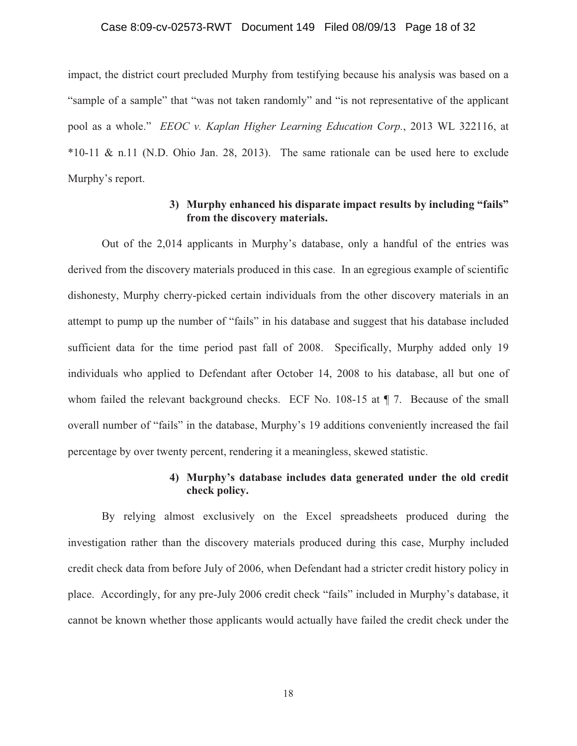impact, the district court precluded Murphy from testifying because his analysis was based on a "sample of a sample" that "was not taken randomly" and "is not representative of the applicant pool as a whole." *EEOC v. Kaplan Higher Learning Education Corp.*, 2013 WL 322116, at *10-11 & n.11 (N.D. Ohio Jan. 28, 2013). The same rationale can be used here to exclude Murphy's report.

**3) Murphy enhanced his disparate impact results by including "fails" from the discovery materials.**

Out of the 2,014 applicants in Murphy's database, only a handful of the entries was derived from the discovery materials produced in this case. In an egregious example of scientific dishonesty, Murphy cherry-picked certain individuals from the other discovery materials in an attempt to pump up the number of "fails" in his database and suggest that his database included sufficient data for the time period past fall of 2008. Specifically, Murphy added only 19 individuals who applied to Defendant after October 14, 2008 to his database, all but one of whom failed the relevant background checks. ECF No. 108-15 at ¶ 7. Because of the small overall number of "fails" in the database, Murphy's 19 additions conveniently increased the fail percentage by over twenty percent, rendering it a meaningless, skewed statistic.

**4) Murphy's database includes data generated under the old credit check policy.**

By relying almost exclusively on the Excel spreadsheets produced during the investigation rather than the discovery materials produced during this case, Murphy included credit check data from before July of 2006, when Defendant had a stricter credit history policy in place. Accordingly, for any pre-July 2006 credit check "fails" included in Murphy's database, it cannot be known whether those applicants would actually have failed the credit check under the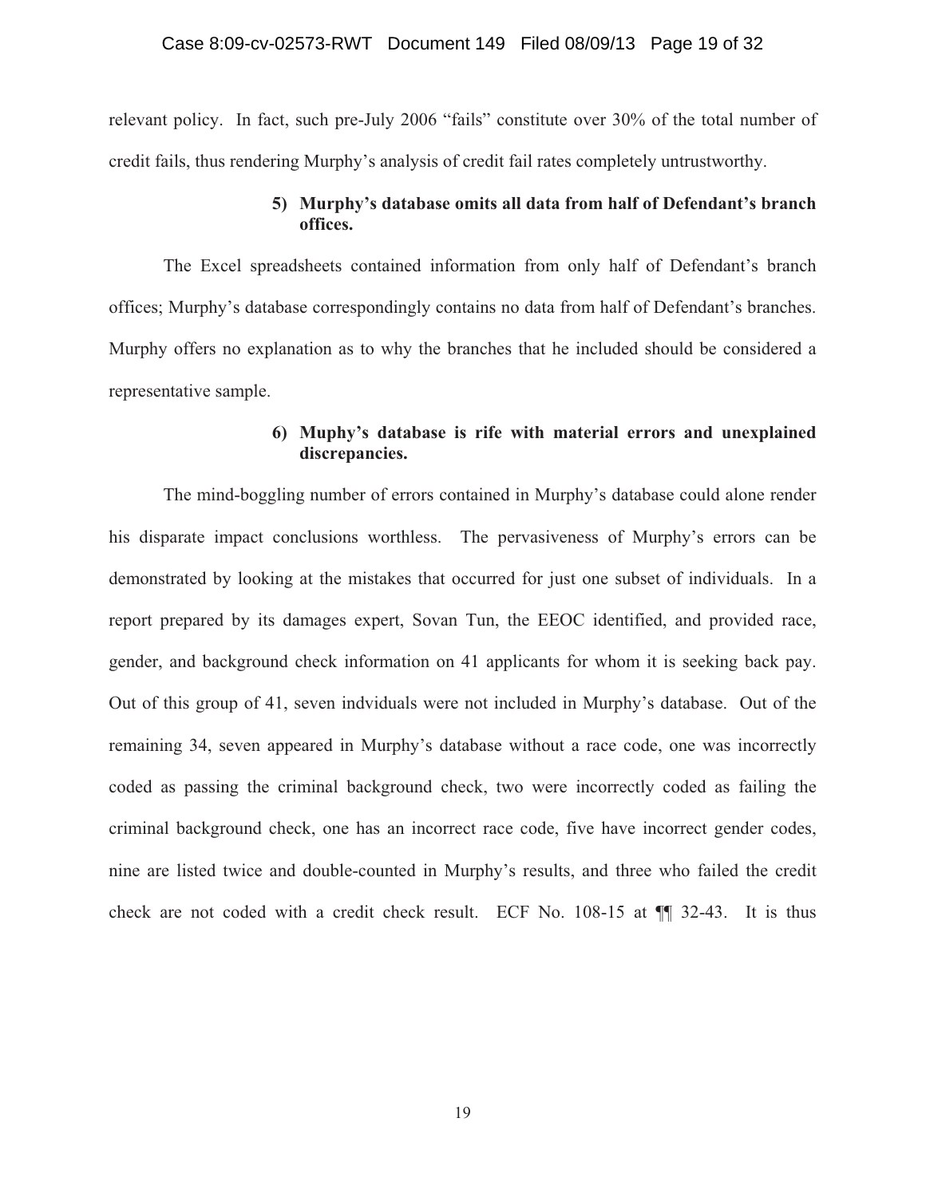relevant policy. In fact, such pre-July 2006 "fails" constitute over 30% of the total number of credit fails, thus rendering Murphy's analysis of credit fail rates completely untrustworthy.

**5) Murphy's database omits all data from half of Defendant's branch offices.**

The Excel spreadsheets contained information from only half of Defendant's branch offices; Murphy's database correspondingly contains no data from half of Defendant's branches. Murphy offers no explanation as to why the branches that he included should be considered a representative sample.

**6) Muphy's database is rife with material errors and unexplained discrepancies.**

The mind-boggling number of errors contained in Murphy's database could alone render his disparate impact conclusions worthless. The pervasiveness of Murphy's errors can be demonstrated by looking at the mistakes that occurred for just one subset of individuals. In a report prepared by its damages expert, Sovan Tun, the EEOC identified, and provided race, gender, and background check information on 41 applicants for whom it is seeking back pay. Out of this group of 41, seven indviduals were not included in Murphy's database. Out of the remaining 34, seven appeared in Murphy's database without a race code, one was incorrectly coded as passing the criminal background check, two were incorrectly coded as failing the criminal background check, one has an incorrect race code, five have incorrect gender codes, nine are listed twice and double-counted in Murphy's results, and three who failed the credit check are not coded with a credit check result. ECF No. 108-15 at ¶¶ 32-43. It is thus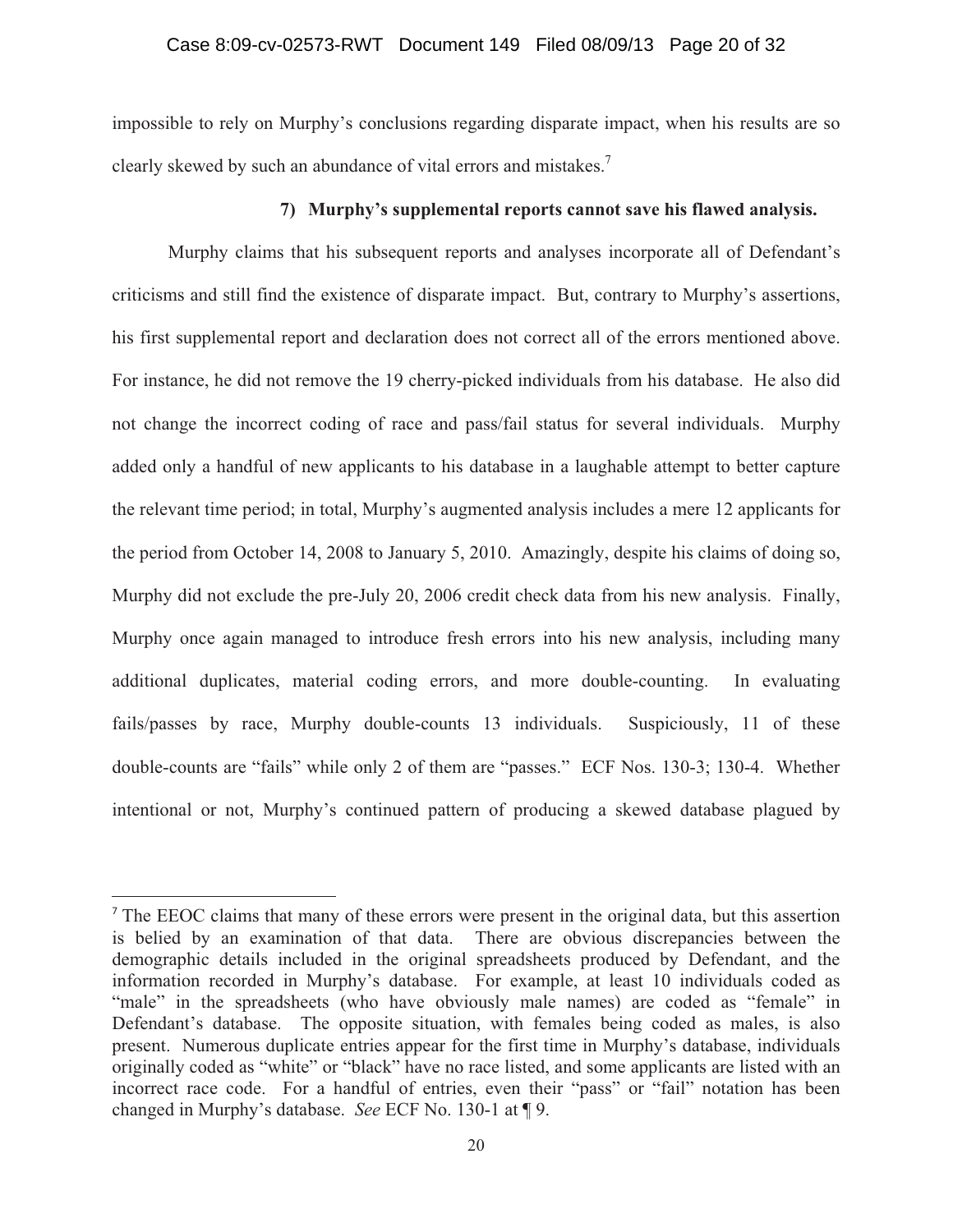impossible to rely on Murphy's conclusions regarding disparate impact, when his results are so clearly skewed by such an abundance of vital errors and mistakes.[7]

**7) Murphy's supplemental reports cannot save his flawed analysis.**

Murphy claims that his subsequent reports and analyses incorporate all of Defendant's criticisms and still find the existence of disparate impact. But, contrary to Murphy's assertions, his first supplemental report and declaration does not correct all of the errors mentioned above. For instance, he did not remove the 19 cherry-picked individuals from his database. He also did not change the incorrect coding of race and pass/fail status for several individuals. Murphy added only a handful of new applicants to his database in a laughable attempt to better capture the relevant time period; in total, Murphy's augmented analysis includes a mere 12 applicants for the period from October 14, 2008 to January 5, 2010. Amazingly, despite his claims of doing so, Murphy did not exclude the pre-July 20, 2006 credit check data from his new analysis. Finally, Murphy once again managed to introduce fresh errors into his new analysis, including many additional duplicates, material coding errors, and more double-counting. In evaluating fails/passes by race, Murphy double-counts 13 individuals. Suspiciously, 11 of these double-counts are "fails" while only 2 of them are "passes." ECF Nos. 130-3; 130-4. Whether intentional or not, Murphy's continued pattern of producing a skewed database plagued by

---

[7] The EEOC claims that many of these errors were present in the original data, but this assertion is belied by an examination of that data. There are obvious discrepancies between the demographic details included in the original spreadsheets produced by Defendant, and the information recorded in Murphy's database. For example, at least 10 individuals coded as "male" in the spreadsheets (who have obviously male names) are coded as "female" in Defendant's database. The opposite situation, with females being coded as males, is also present. Numerous duplicate entries appear for the first time in Murphy's database, individuals originally coded as "white" or "black" have no race listed, and some applicants are listed with an incorrect race code. For a handful of entries, even their "pass" or "fail" notation has been changed in Murphy's database. *See* ECF No. 130-1 at ¶ 9.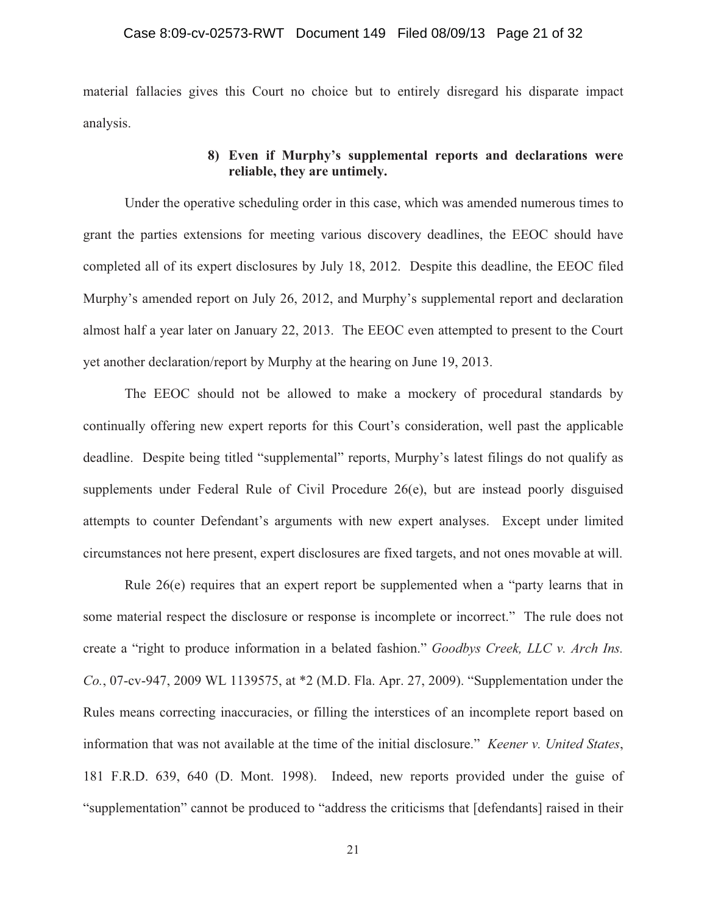material fallacies gives this Court no choice but to entirely disregard his disparate impact analysis.

**8) Even if Murphy's supplemental reports and declarations were reliable, they are untimely.**

Under the operative scheduling order in this case, which was amended numerous times to grant the parties extensions for meeting various discovery deadlines, the EEOC should have completed all of its expert disclosures by July 18, 2012. Despite this deadline, the EEOC filed Murphy's amended report on July 26, 2012, and Murphy's supplemental report and declaration almost half a year later on January 22, 2013. The EEOC even attempted to present to the Court yet another declaration/report by Murphy at the hearing on June 19, 2013.

The EEOC should not be allowed to make a mockery of procedural standards by continually offering new expert reports for this Court's consideration, well past the applicable deadline. Despite being titled "supplemental" reports, Murphy's latest filings do not qualify as supplements under Federal Rule of Civil Procedure 26(e), but are instead poorly disguised attempts to counter Defendant's arguments with new expert analyses. Except under limited circumstances not here present, expert disclosures are fixed targets, and not ones movable at will.

Rule 26(e) requires that an expert report be supplemented when a "party learns that in some material respect the disclosure or response is incomplete or incorrect." The rule does not create a "right to produce information in a belated fashion." *Goodbys Creek, LLC v. Arch Ins. Co.*, 07-cv-947, 2009 WL 1139575, at *2 (M.D. Fla. Apr. 27, 2009). "Supplementation under the Rules means correcting inaccuracies, or filling the interstices of an incomplete report based on information that was not available at the time of the initial disclosure." *Keener v. United States*, 181 F.R.D. 639, 640 (D. Mont. 1998). Indeed, new reports provided under the guise of "supplementation" cannot be produced to "address the criticisms that [defendants] raised in their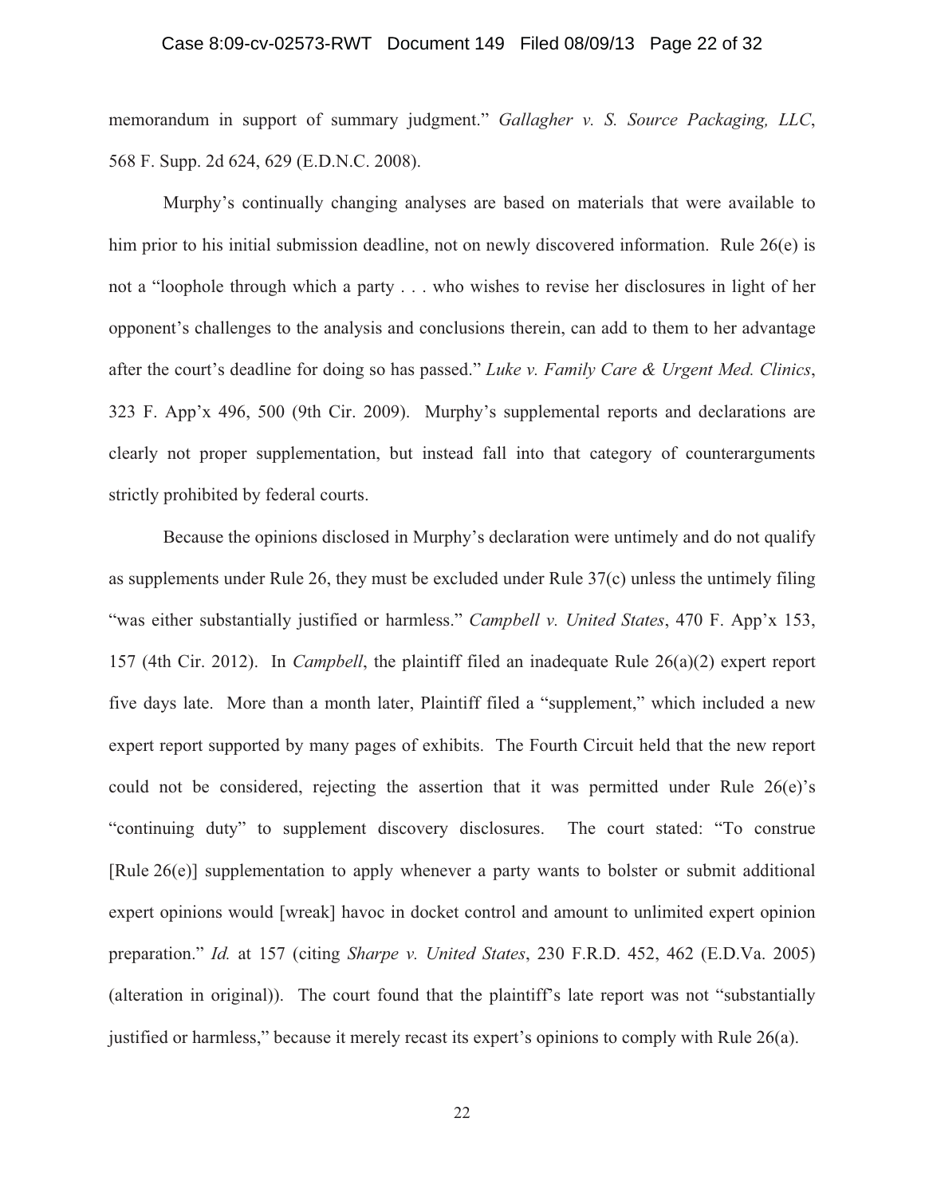memorandum in support of summary judgment." *Gallagher v. S. Source Packaging, LLC*, 568 F. Supp. 2d 624, 629 (E.D.N.C. 2008).

Murphy's continually changing analyses are based on materials that were available to him prior to his initial submission deadline, not on newly discovered information. Rule 26(e) is not a "loophole through which a party . . . who wishes to revise her disclosures in light of her opponent's challenges to the analysis and conclusions therein, can add to them to her advantage after the court's deadline for doing so has passed." *Luke v. Family Care & Urgent Med. Clinics*, 323 F. App'x 496, 500 (9th Cir. 2009). Murphy's supplemental reports and declarations are clearly not proper supplementation, but instead fall into that category of counterarguments strictly prohibited by federal courts.

Because the opinions disclosed in Murphy's declaration were untimely and do not qualify as supplements under Rule 26, they must be excluded under Rule 37(c) unless the untimely filing "was either substantially justified or harmless." *Campbell v. United States*, 470 F. App'x 153, 157 (4th Cir. 2012). In *Campbell*, the plaintiff filed an inadequate Rule 26(a)(2) expert report five days late. More than a month later, Plaintiff filed a "supplement," which included a new expert report supported by many pages of exhibits. The Fourth Circuit held that the new report could not be considered, rejecting the assertion that it was permitted under Rule 26(e)'s "continuing duty" to supplement discovery disclosures. The court stated: "To construe [Rule 26(e)] supplementation to apply whenever a party wants to bolster or submit additional expert opinions would [wreak] havoc in docket control and amount to unlimited expert opinion preparation." *Id.* at 157 (citing *Sharpe v. United States*, 230 F.R.D. 452, 462 (E.D.Va. 2005) (alteration in original)). The court found that the plaintiff's late report was not "substantially justified or harmless," because it merely recast its expert's opinions to comply with Rule 26(a).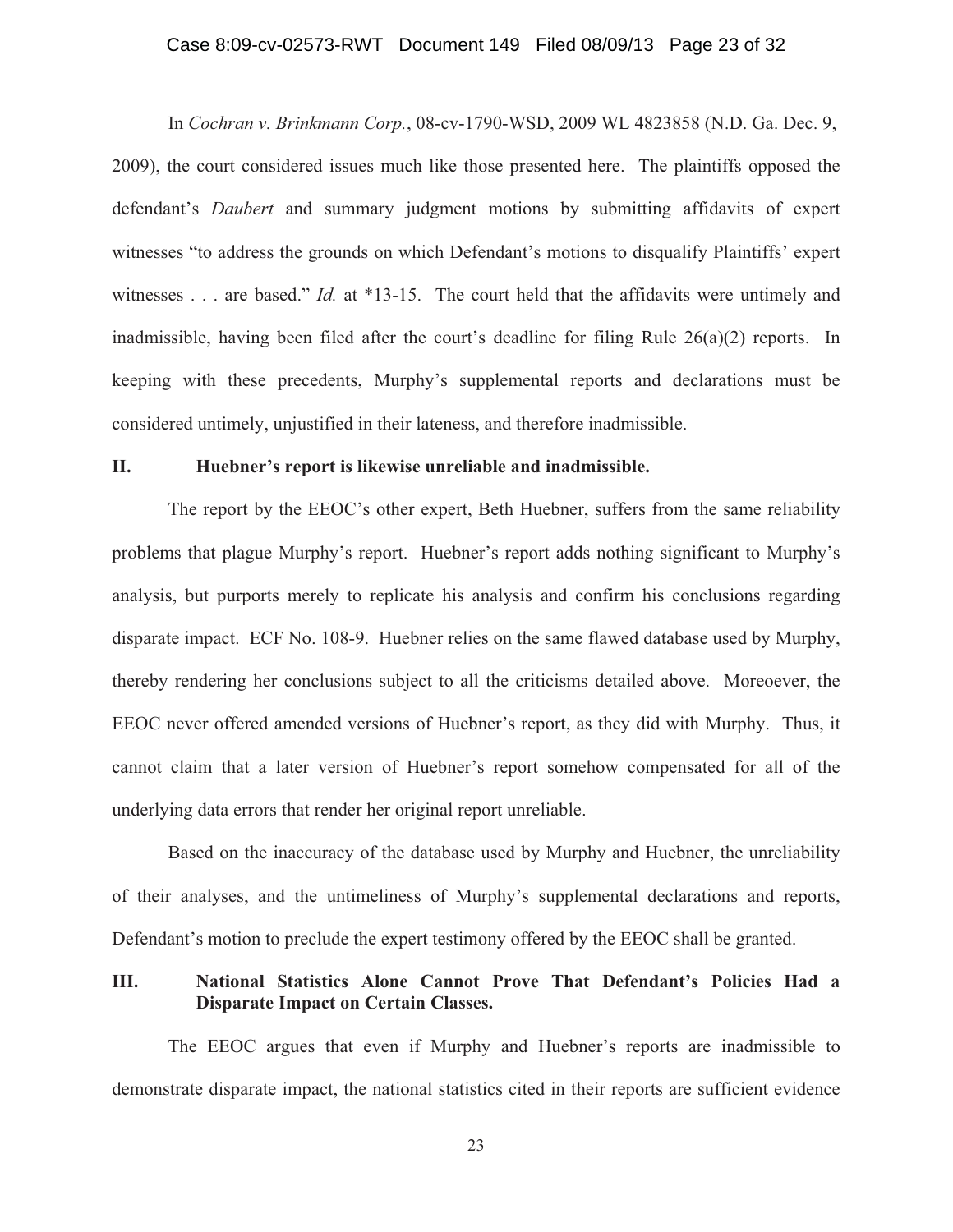In *Cochran v. Brinkmann Corp.*, 08-cv-1790-WSD, 2009 WL 4823858 (N.D. Ga. Dec. 9, 2009), the court considered issues much like those presented here. The plaintiffs opposed the defendant's *Daubert* and summary judgment motions by submitting affidavits of expert witnesses "to address the grounds on which Defendant's motions to disqualify Plaintiffs' expert witnesses . . . are based." *Id.* at *13-15. The court held that the affidavits were untimely and inadmissible, having been filed after the court's deadline for filing Rule 26(a)(2) reports. In keeping with these precedents, Murphy's supplemental reports and declarations must be considered untimely, unjustified in their lateness, and therefore inadmissible.

## II. Huebner's report is likewise unreliable and inadmissible.

The report by the EEOC's other expert, Beth Huebner, suffers from the same reliability problems that plague Murphy's report. Huebner's report adds nothing significant to Murphy's analysis, but purports merely to replicate his analysis and confirm his conclusions regarding disparate impact. ECF No. 108-9. Huebner relies on the same flawed database used by Murphy, thereby rendering her conclusions subject to all the criticisms detailed above. Moreoever, the EEOC never offered amended versions of Huebner's report, as they did with Murphy. Thus, it cannot claim that a later version of Huebner's report somehow compensated for all of the underlying data errors that render her original report unreliable.

Based on the inaccuracy of the database used by Murphy and Huebner, the unreliability of their analyses, and the untimeliness of Murphy's supplemental declarations and reports, Defendant's motion to preclude the expert testimony offered by the EEOC shall be granted.

## III. National Statistics Alone Cannot Prove That Defendant's Policies Had a Disparate Impact on Certain Classes.

The EEOC argues that even if Murphy and Huebner's reports are inadmissible to demonstrate disparate impact, the national statistics cited in their reports are sufficient evidence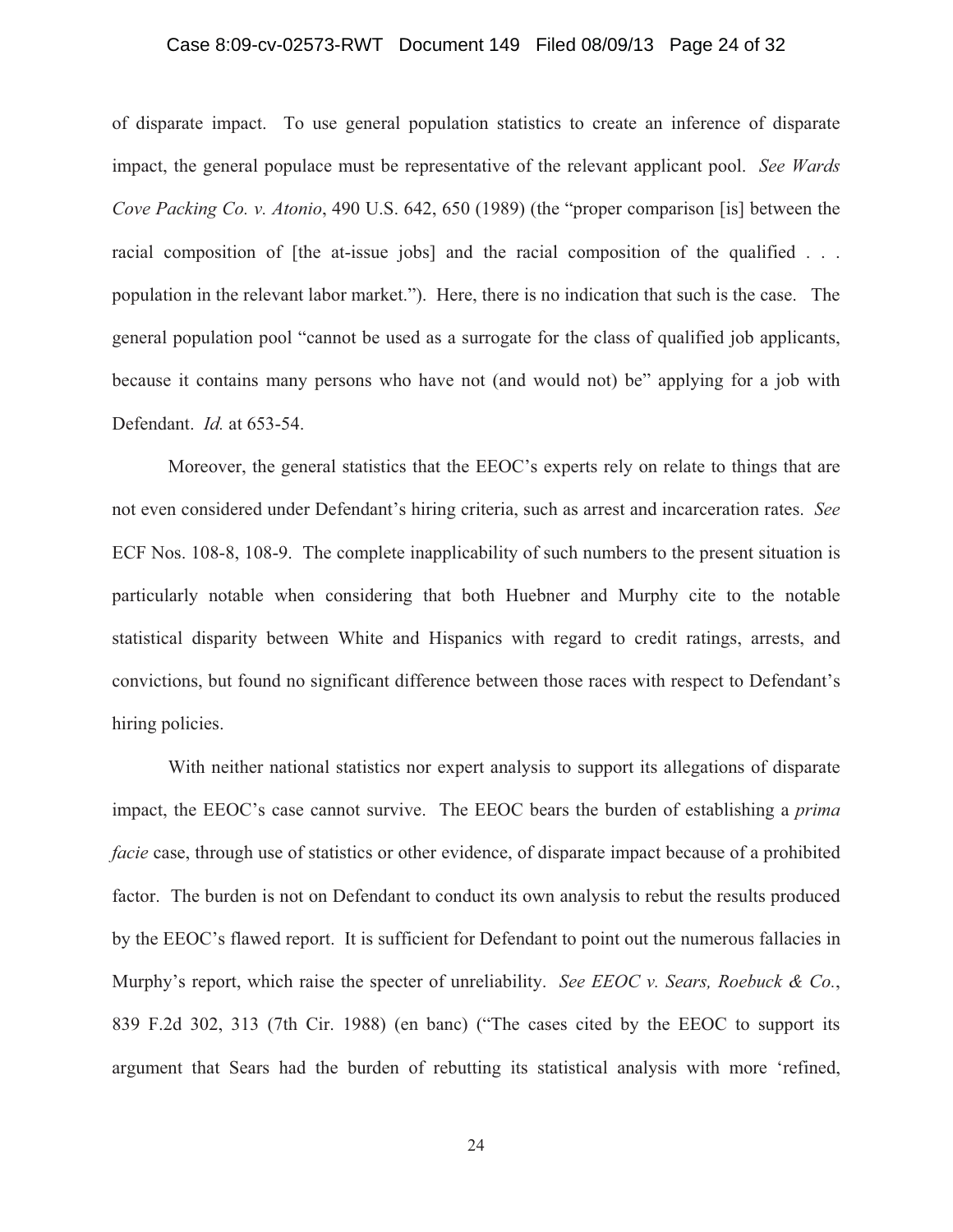of disparate impact. To use general population statistics to create an inference of disparate impact, the general populace must be representative of the relevant applicant pool. *See Wards Cove Packing Co. v. Atonio*, 490 U.S. 642, 650 (1989) (the "proper comparison [is] between the racial composition of [the at-issue jobs] and the racial composition of the qualified . . . population in the relevant labor market."). Here, there is no indication that such is the case. The general population pool "cannot be used as a surrogate for the class of qualified job applicants, because it contains many persons who have not (and would not) be" applying for a job with Defendant. *Id.* at 653-54.

Moreover, the general statistics that the EEOC's experts rely on relate to things that are not even considered under Defendant's hiring criteria, such as arrest and incarceration rates. *See* ECF Nos. 108-8, 108-9. The complete inapplicability of such numbers to the present situation is particularly notable when considering that both Huebner and Murphy cite to the notable statistical disparity between White and Hispanics with regard to credit ratings, arrests, and convictions, but found no significant difference between those races with respect to Defendant's hiring policies.

With neither national statistics nor expert analysis to support its allegations of disparate impact, the EEOC's case cannot survive. The EEOC bears the burden of establishing a *prima facie* case, through use of statistics or other evidence, of disparate impact because of a prohibited factor. The burden is not on Defendant to conduct its own analysis to rebut the results produced by the EEOC's flawed report. It is sufficient for Defendant to point out the numerous fallacies in Murphy's report, which raise the specter of unreliability. *See EEOC v. Sears, Roebuck & Co.*, 839 F.2d 302, 313 (7th Cir. 1988) (en banc) ("The cases cited by the EEOC to support its argument that Sears had the burden of rebutting its statistical analysis with more 'refined,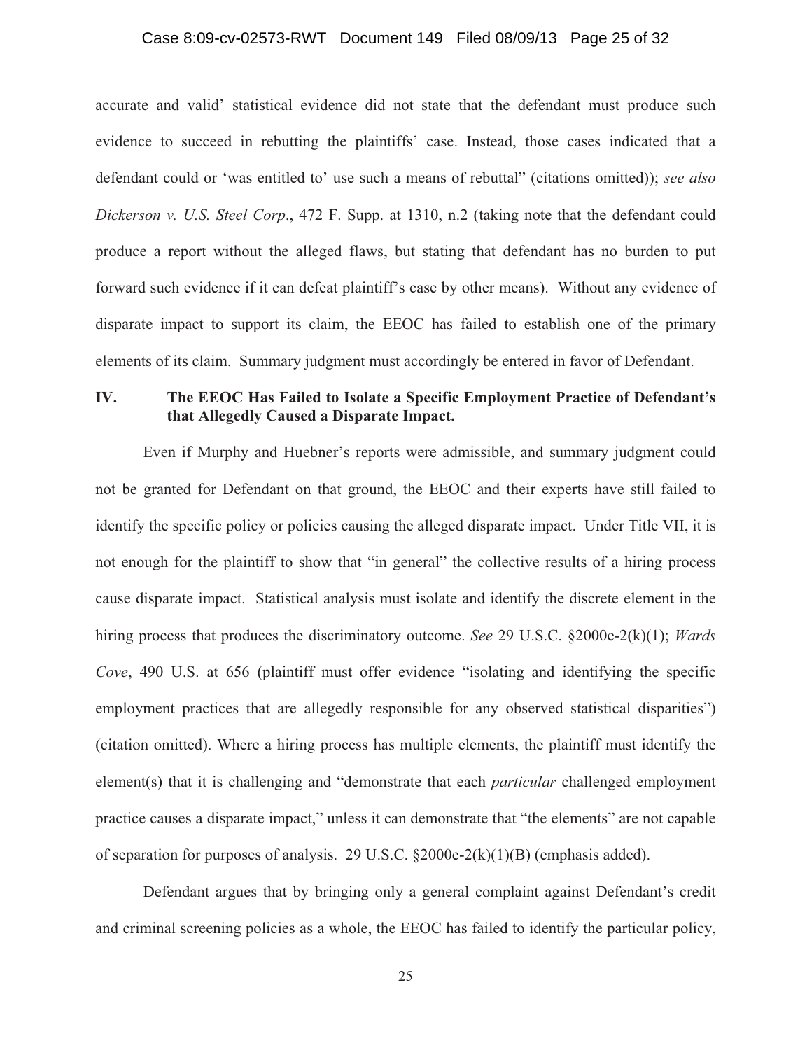accurate and valid' statistical evidence did not state that the defendant must produce such evidence to succeed in rebutting the plaintiffs' case. Instead, those cases indicated that a defendant could or 'was entitled to' use such a means of rebuttal" (citations omitted)); *see also Dickerson v. U.S. Steel Corp*., 472 F. Supp. at 1310, n.2 (taking note that the defendant could produce a report without the alleged flaws, but stating that defendant has no burden to put forward such evidence if it can defeat plaintiff's case by other means). Without any evidence of disparate impact to support its claim, the EEOC has failed to establish one of the primary elements of its claim. Summary judgment must accordingly be entered in favor of Defendant.

## IV. The EEOC Has Failed to Isolate a Specific Employment Practice of Defendant's that Allegedly Caused a Disparate Impact.

Even if Murphy and Huebner's reports were admissible, and summary judgment could not be granted for Defendant on that ground, the EEOC and their experts have still failed to identify the specific policy or policies causing the alleged disparate impact. Under Title VII, it is not enough for the plaintiff to show that "in general" the collective results of a hiring process cause disparate impact. Statistical analysis must isolate and identify the discrete element in the hiring process that produces the discriminatory outcome. *See* 29 U.S.C. §2000e-2(k)(1); *Wards Cove*, 490 U.S. at 656 (plaintiff must offer evidence "isolating and identifying the specific employment practices that are allegedly responsible for any observed statistical disparities") (citation omitted). Where a hiring process has multiple elements, the plaintiff must identify the element(s) that it is challenging and "demonstrate that each *particular* challenged employment practice causes a disparate impact," unless it can demonstrate that "the elements" are not capable of separation for purposes of analysis. 29 U.S.C. §2000e-2(k)(1)(B) (emphasis added).

Defendant argues that by bringing only a general complaint against Defendant's credit and criminal screening policies as a whole, the EEOC has failed to identify the particular policy,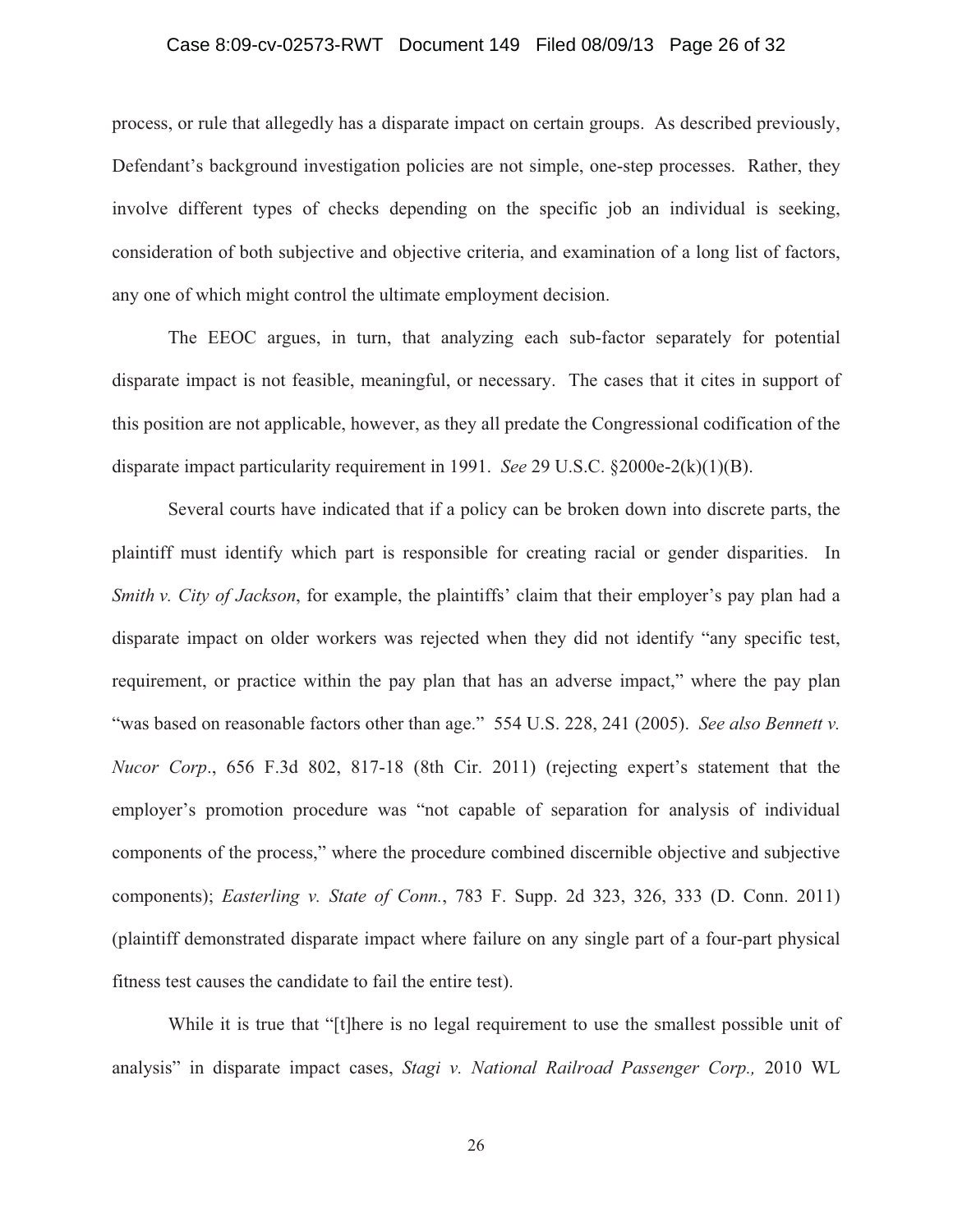process, or rule that allegedly has a disparate impact on certain groups. As described previously, Defendant's background investigation policies are not simple, one-step processes. Rather, they involve different types of checks depending on the specific job an individual is seeking, consideration of both subjective and objective criteria, and examination of a long list of factors, any one of which might control the ultimate employment decision.

The EEOC argues, in turn, that analyzing each sub-factor separately for potential disparate impact is not feasible, meaningful, or necessary. The cases that it cites in support of this position are not applicable, however, as they all predate the Congressional codification of the disparate impact particularity requirement in 1991. *See* 29 U.S.C. §2000e-2(k)(1)(B).

Several courts have indicated that if a policy can be broken down into discrete parts, the plaintiff must identify which part is responsible for creating racial or gender disparities. In *Smith v. City of Jackson*, for example, the plaintiffs' claim that their employer's pay plan had a disparate impact on older workers was rejected when they did not identify "any specific test, requirement, or practice within the pay plan that has an adverse impact," where the pay plan "was based on reasonable factors other than age." 554 U.S. 228, 241 (2005). *See also Bennett v. Nucor Corp*., 656 F.3d 802, 817-18 (8th Cir. 2011) (rejecting expert's statement that the employer's promotion procedure was "not capable of separation for analysis of individual components of the process," where the procedure combined discernible objective and subjective components); *Easterling v. State of Conn.*, 783 F. Supp. 2d 323, 326, 333 (D. Conn. 2011) (plaintiff demonstrated disparate impact where failure on any single part of a four-part physical fitness test causes the candidate to fail the entire test).

While it is true that "[t]here is no legal requirement to use the smallest possible unit of analysis" in disparate impact cases, *Stagi v. National Railroad Passenger Corp.,* 2010 WL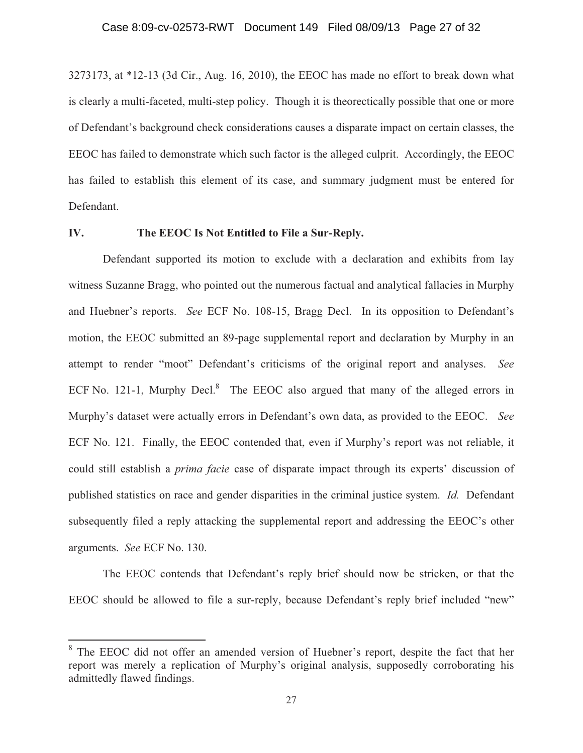3273173, at *12-13 (3d Cir., Aug. 16, 2010), the EEOC has made no effort to break down what is clearly a multi-faceted, multi-step policy. Though it is theorectically possible that one or more of Defendant's background check considerations causes a disparate impact on certain classes, the EEOC has failed to demonstrate which such factor is the alleged culprit. Accordingly, the EEOC has failed to establish this element of its case, and summary judgment must be entered for Defendant.

## IV. The EEOC Is Not Entitled to File a Sur-Reply.

Defendant supported its motion to exclude with a declaration and exhibits from lay witness Suzanne Bragg, who pointed out the numerous factual and analytical fallacies in Murphy and Huebner's reports. *See* ECF No. 108-15, Bragg Decl. In its opposition to Defendant's motion, the EEOC submitted an 89-page supplemental report and declaration by Murphy in an attempt to render "moot" Defendant's criticisms of the original report and analyses. *See* ECF No. 121-1, Murphy Decl.[8] The EEOC also argued that many of the alleged errors in Murphy's dataset were actually errors in Defendant's own data, as provided to the EEOC. *See* ECF No. 121. Finally, the EEOC contended that, even if Murphy's report was not reliable, it could still establish a *prima facie* case of disparate impact through its experts' discussion of published statistics on race and gender disparities in the criminal justice system. *Id.* Defendant subsequently filed a reply attacking the supplemental report and addressing the EEOC's other arguments. *See* ECF No. 130.

The EEOC contends that Defendant's reply brief should now be stricken, or that the EEOC should be allowed to file a sur-reply, because Defendant's reply brief included "new"

---

[8] The EEOC did not offer an amended version of Huebner's report, despite the fact that her report was merely a replication of Murphy's original analysis, supposedly corroborating his admittedly flawed findings.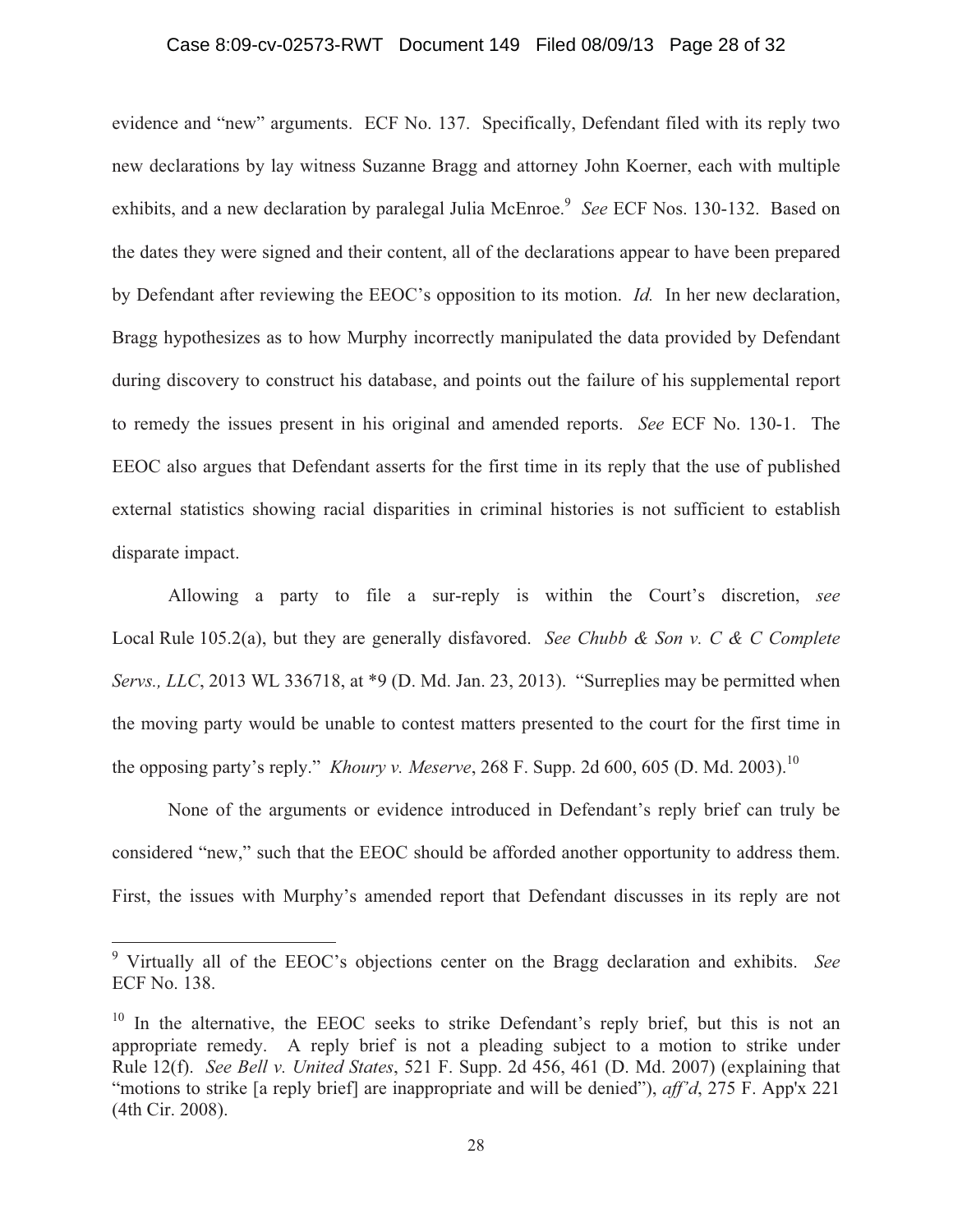evidence and "new" arguments. ECF No. 137. Specifically, Defendant filed with its reply two new declarations by lay witness Suzanne Bragg and attorney John Koerner, each with multiple exhibits, and a new declaration by paralegal Julia McEnroe.[9] *See* ECF Nos. 130-132. Based on the dates they were signed and their content, all of the declarations appear to have been prepared by Defendant after reviewing the EEOC's opposition to its motion. *Id.* In her new declaration, Bragg hypothesizes as to how Murphy incorrectly manipulated the data provided by Defendant during discovery to construct his database, and points out the failure of his supplemental report to remedy the issues present in his original and amended reports. *See* ECF No. 130-1. The EEOC also argues that Defendant asserts for the first time in its reply that the use of published external statistics showing racial disparities in criminal histories is not sufficient to establish disparate impact.

Allowing a party to file a sur-reply is within the Court's discretion, *see* Local Rule 105.2(a), but they are generally disfavored. *See Chubb & Son v. C & C Complete Servs., LLC*, 2013 WL 336718, at *9 (D. Md. Jan. 23, 2013). "Surreplies may be permitted when the moving party would be unable to contest matters presented to the court for the first time in the opposing party's reply." *Khoury v. Meserve*, 268 F. Supp. 2d 600, 605 (D. Md. 2003).[10]

None of the arguments or evidence introduced in Defendant's reply brief can truly be considered "new," such that the EEOC should be afforded another opportunity to address them. First, the issues with Murphy's amended report that Defendant discusses in its reply are not

---

[9] Virtually all of the EEOC's objections center on the Bragg declaration and exhibits. *See* ECF No. 138.

[10] In the alternative, the EEOC seeks to strike Defendant's reply brief, but this is not an appropriate remedy. A reply brief is not a pleading subject to a motion to strike under Rule 12(f). *See Bell v. United States*, 521 F. Supp. 2d 456, 461 (D. Md. 2007) (explaining that "motions to strike [a reply brief] are inappropriate and will be denied"), *aff'd*, 275 F. App'x 221 (4th Cir. 2008).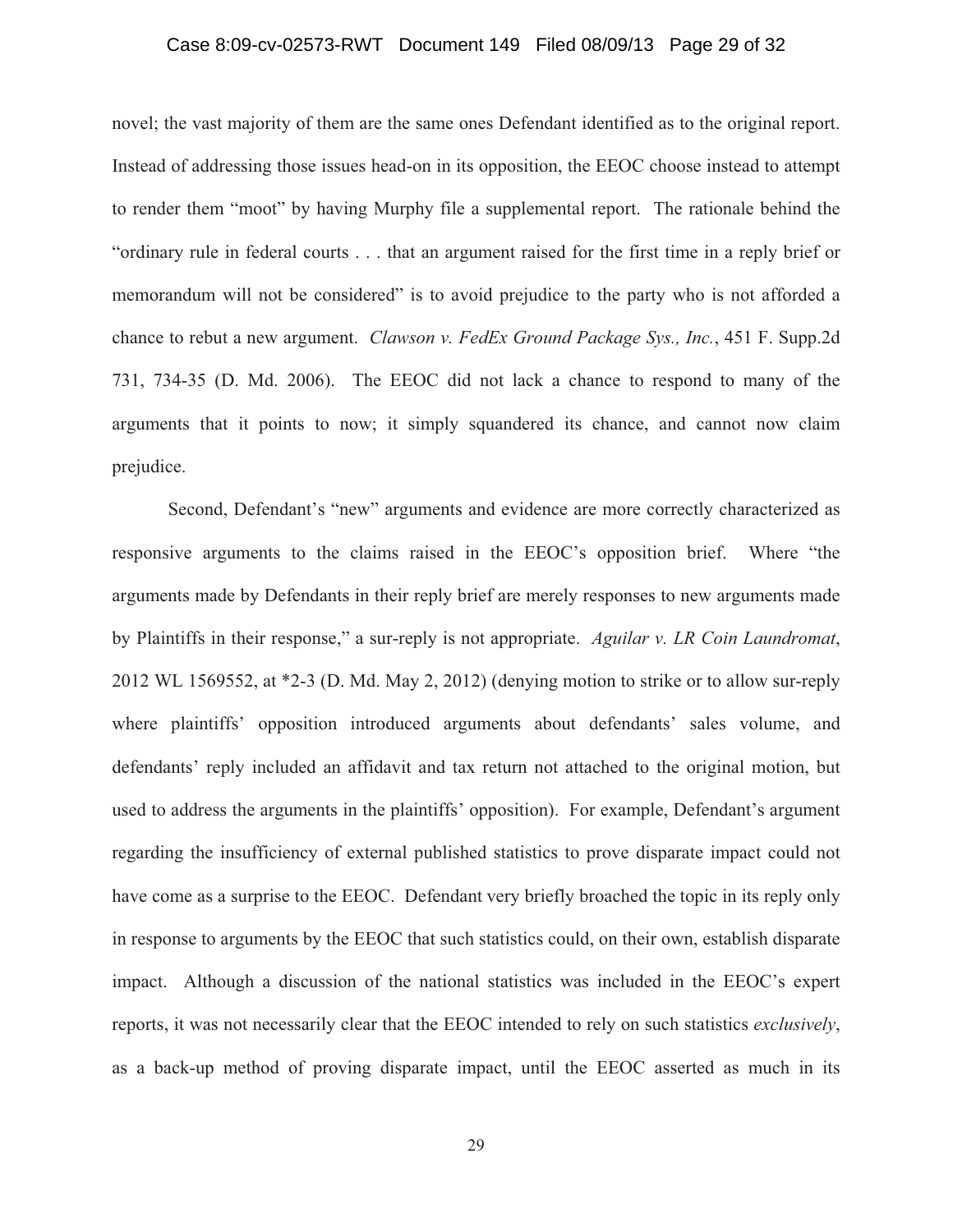novel; the vast majority of them are the same ones Defendant identified as to the original report. Instead of addressing those issues head-on in its opposition, the EEOC choose instead to attempt to render them "moot" by having Murphy file a supplemental report. The rationale behind the "ordinary rule in federal courts . . . that an argument raised for the first time in a reply brief or memorandum will not be considered" is to avoid prejudice to the party who is not afforded a chance to rebut a new argument. *Clawson v. FedEx Ground Package Sys., Inc.*, 451 F. Supp.2d 731, 734-35 (D. Md. 2006). The EEOC did not lack a chance to respond to many of the arguments that it points to now; it simply squandered its chance, and cannot now claim prejudice.

Second, Defendant's "new" arguments and evidence are more correctly characterized as responsive arguments to the claims raised in the EEOC's opposition brief. Where "the arguments made by Defendants in their reply brief are merely responses to new arguments made by Plaintiffs in their response," a sur-reply is not appropriate. *Aguilar v. LR Coin Laundromat*, 2012 WL 1569552, at *2-3 (D. Md. May 2, 2012) (denying motion to strike or to allow sur-reply where plaintiffs' opposition introduced arguments about defendants' sales volume, and defendants' reply included an affidavit and tax return not attached to the original motion, but used to address the arguments in the plaintiffs' opposition). For example, Defendant's argument regarding the insufficiency of external published statistics to prove disparate impact could not have come as a surprise to the EEOC. Defendant very briefly broached the topic in its reply only in response to arguments by the EEOC that such statistics could, on their own, establish disparate impact. Although a discussion of the national statistics was included in the EEOC's expert reports, it was not necessarily clear that the EEOC intended to rely on such statistics *exclusively*, as a back-up method of proving disparate impact, until the EEOC asserted as much in its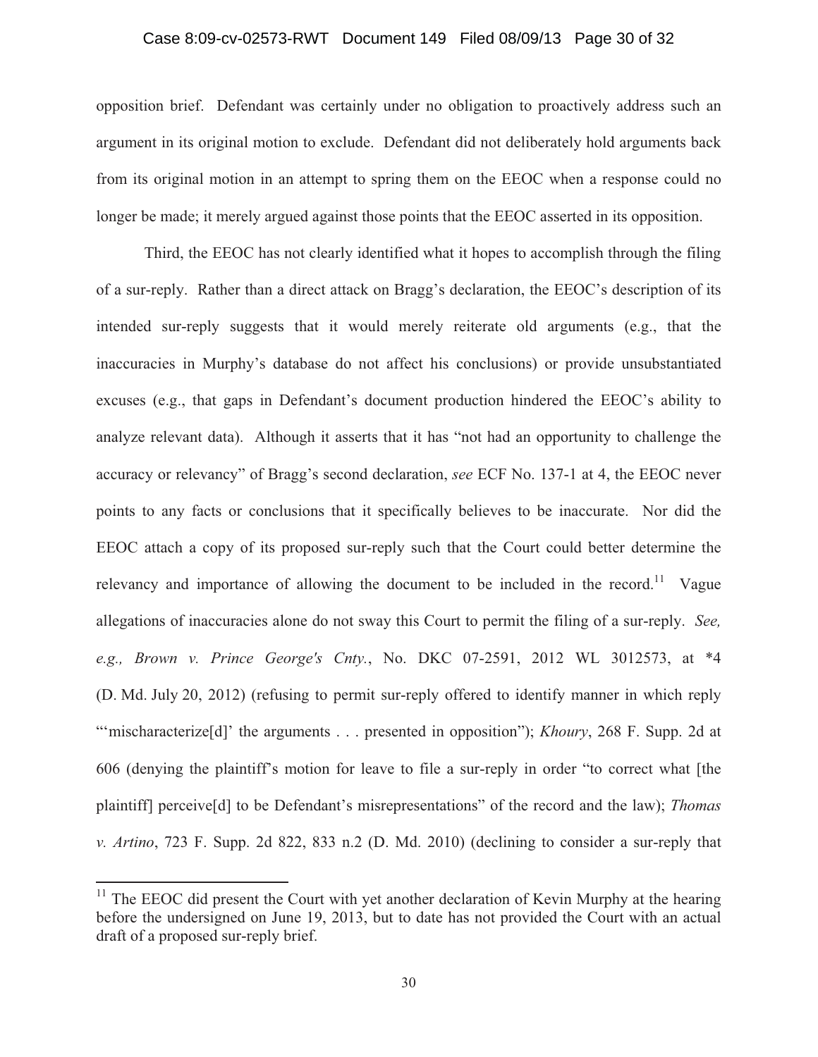opposition brief. Defendant was certainly under no obligation to proactively address such an argument in its original motion to exclude. Defendant did not deliberately hold arguments back from its original motion in an attempt to spring them on the EEOC when a response could no longer be made; it merely argued against those points that the EEOC asserted in its opposition.

Third, the EEOC has not clearly identified what it hopes to accomplish through the filing of a sur-reply. Rather than a direct attack on Bragg's declaration, the EEOC's description of its intended sur-reply suggests that it would merely reiterate old arguments (e.g., that the inaccuracies in Murphy's database do not affect his conclusions) or provide unsubstantiated excuses (e.g., that gaps in Defendant's document production hindered the EEOC's ability to analyze relevant data). Although it asserts that it has "not had an opportunity to challenge the accuracy or relevancy" of Bragg's second declaration, *see* ECF No. 137-1 at 4, the EEOC never points to any facts or conclusions that it specifically believes to be inaccurate. Nor did the EEOC attach a copy of its proposed sur-reply such that the Court could better determine the relevancy and importance of allowing the document to be included in the record.[11] Vague allegations of inaccuracies alone do not sway this Court to permit the filing of a sur-reply. *See, e.g., Brown v. Prince George's Cnty.*, No. DKC 07-2591, 2012 WL 3012573, at *4 (D. Md. July 20, 2012) (refusing to permit sur-reply offered to identify manner in which reply "'mischaracterize[d]' the arguments . . . presented in opposition"); *Khoury*, 268 F. Supp. 2d at 606 (denying the plaintiff's motion for leave to file a sur-reply in order "to correct what [the plaintiff] perceive[d] to be Defendant's misrepresentations" of the record and the law); *Thomas v. Artino*, 723 F. Supp. 2d 822, 833 n.2 (D. Md. 2010) (declining to consider a sur-reply that

---

[11] The EEOC did present the Court with yet another declaration of Kevin Murphy at the hearing before the undersigned on June 19, 2013, but to date has not provided the Court with an actual draft of a proposed sur-reply brief.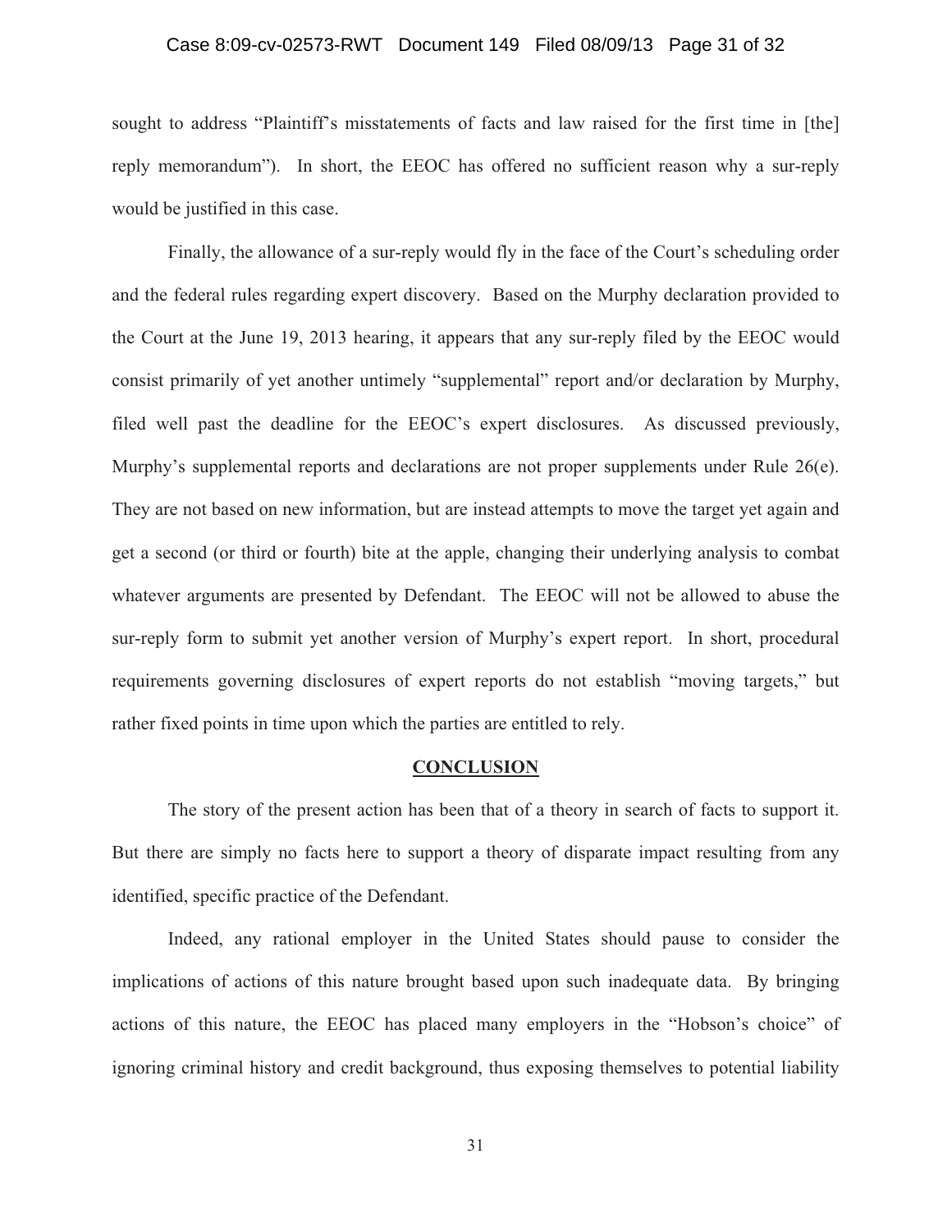sought to address "Plaintiff's misstatements of facts and law raised for the first time in [the] reply memorandum"). In short, the EEOC has offered no sufficient reason why a sur-reply would be justified in this case.

Finally, the allowance of a sur-reply would fly in the face of the Court's scheduling order and the federal rules regarding expert discovery. Based on the Murphy declaration provided to the Court at the June 19, 2013 hearing, it appears that any sur-reply filed by the EEOC would consist primarily of yet another untimely "supplemental" report and/or declaration by Murphy, filed well past the deadline for the EEOC's expert disclosures. As discussed previously, Murphy's supplemental reports and declarations are not proper supplements under Rule 26(e). They are not based on new information, but are instead attempts to move the target yet again and get a second (or third or fourth) bite at the apple, changing their underlying analysis to combat whatever arguments are presented by Defendant. The EEOC will not be allowed to abuse the sur-reply form to submit yet another version of Murphy's expert report. In short, procedural requirements governing disclosures of expert reports do not establish "moving targets," but rather fixed points in time upon which the parties are entitled to rely.

## **CONCLUSION**

The story of the present action has been that of a theory in search of facts to support it. But there are simply no facts here to support a theory of disparate impact resulting from any identified, specific practice of the Defendant.

Indeed, any rational employer in the United States should pause to consider the implications of actions of this nature brought based upon such inadequate data. By bringing actions of this nature, the EEOC has placed many employers in the "Hobson's choice" of ignoring criminal history and credit background, thus exposing themselves to potential liability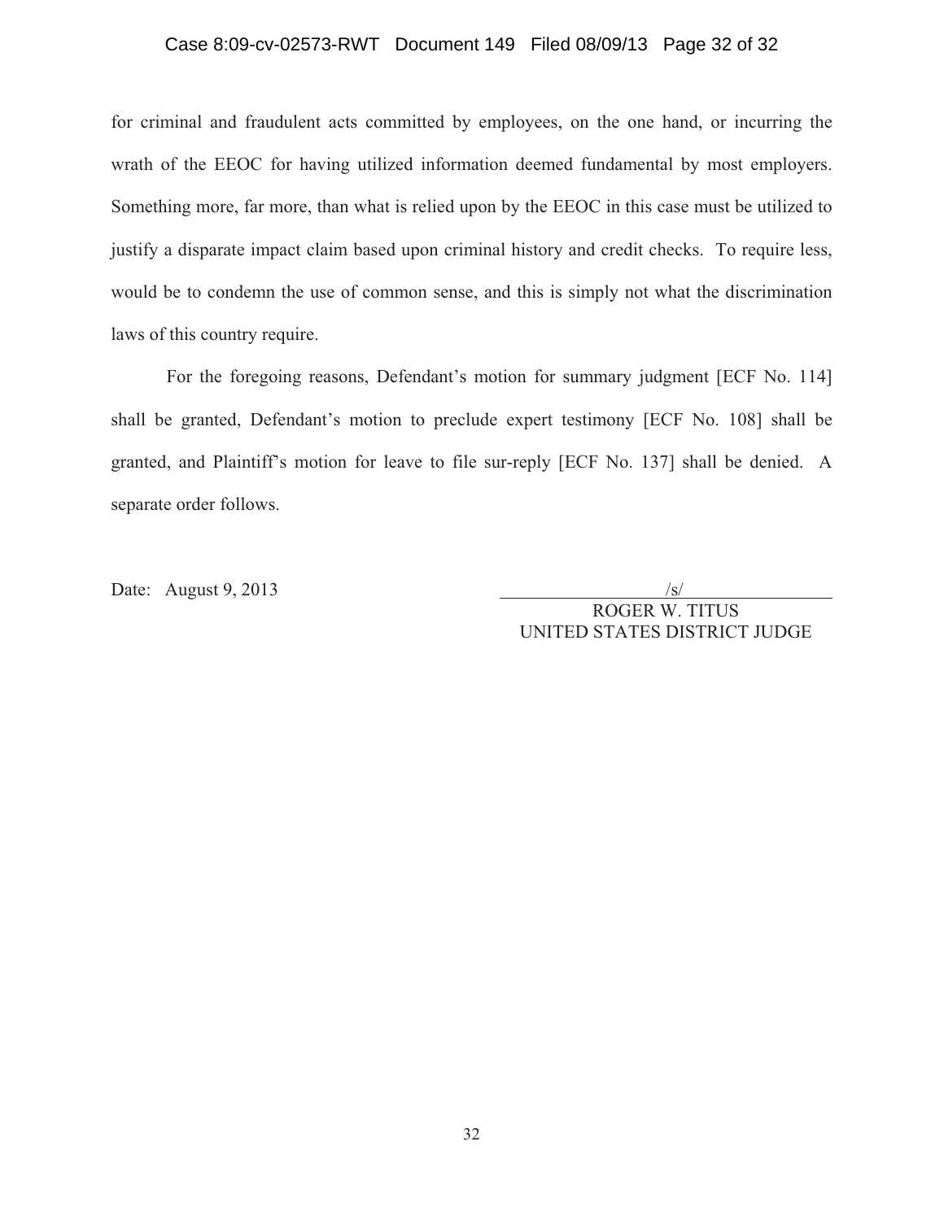for criminal and fraudulent acts committed by employees, on the one hand, or incurring the wrath of the EEOC for having utilized information deemed fundamental by most employers. Something more, far more, than what is relied upon by the EEOC in this case must be utilized to justify a disparate impact claim based upon criminal history and credit checks. To require less, would be to condemn the use of common sense, and this is simply not what the discrimination laws of this country require.

For the foregoing reasons, Defendant's motion for summary judgment [ECF No. 114] shall be granted, Defendant's motion to preclude expert testimony [ECF No. 108] shall be granted, and Plaintiff's motion for leave to file sur-reply [ECF No. 137] shall be denied. A separate order follows.

Date: August 9, 2013

/s/

ROGER W. TITUS
UNITED STATES DISTRICT JUDGE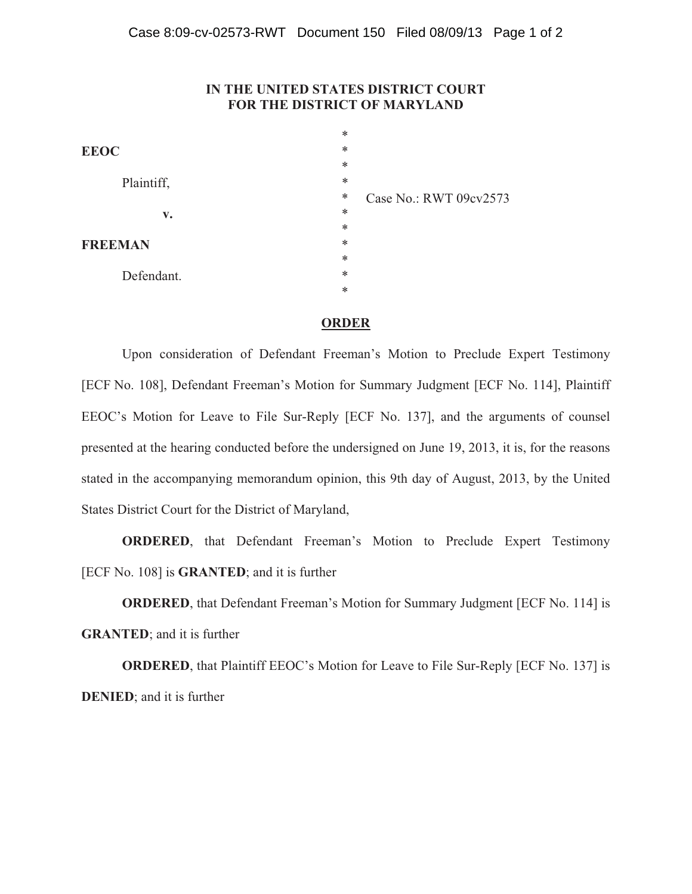**IN THE UNITED STATES DISTRICT COURT**
**FOR THE DISTRICT OF MARYLAND**

| | | |
|---|---|---|
| **EEOC** | * | |
| Plaintiff, | * | Case No.: RWT 09cv2573 |
| **v.** | * | |
| **FREEMAN** | * | |
| Defendant. | * | |

## ORDER

Upon consideration of Defendant Freeman's Motion to Preclude Expert Testimony [ECF No. 108], Defendant Freeman's Motion for Summary Judgment [ECF No. 114], Plaintiff EEOC's Motion for Leave to File Sur-Reply [ECF No. 137], and the arguments of counsel presented at the hearing conducted before the undersigned on June 19, 2013, it is, for the reasons stated in the accompanying memorandum opinion, this 9th day of August, 2013, by the United States District Court for the District of Maryland,

**ORDERED**, that Defendant Freeman's Motion to Preclude Expert Testimony [ECF No. 108] is **GRANTED**; and it is further

**ORDERED**, that Defendant Freeman's Motion for Summary Judgment [ECF No. 114] is **GRANTED**; and it is further

**ORDERED**, that Plaintiff EEOC's Motion for Leave to File Sur-Reply [ECF No. 137] is **DENIED**; and it is further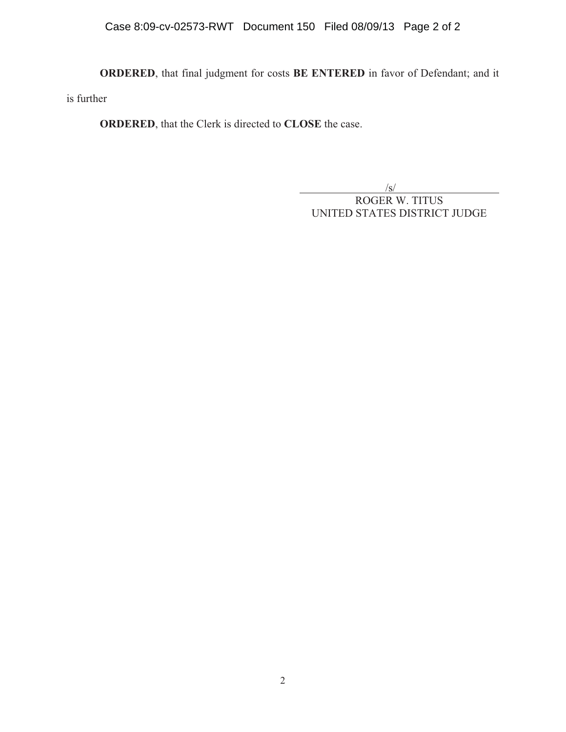**ORDERED**, that final judgment for costs **BE ENTERED** in favor of Defendant; and it is further

**ORDERED**, that the Clerk is directed to **CLOSE** the case.

/s/
ROGER W. TITUS
UNITED STATES DISTRICT JUDGE